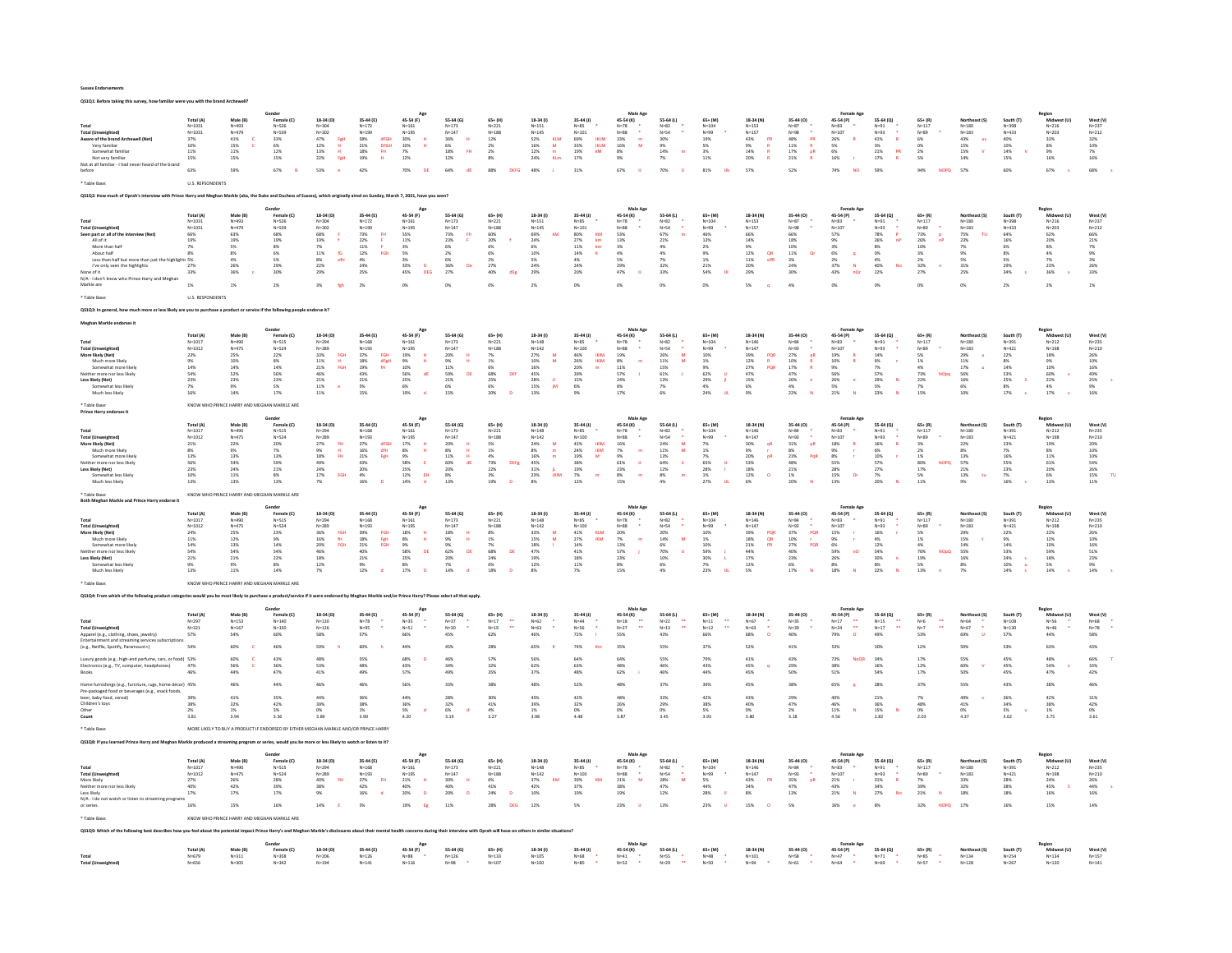**Sussex Endorsements**

**QS1Q1: Before taking this survey, how familiar were you with the brand Archewell?**

| | | Gender | | Age | | | | | Male Age | | | | | Female Age | | | | | Region | | | |
|---|---|---|---|---|---|---|---|---|---|---|---|---|---|---|---|---|---|---|---|---|---|---|
| | Total (A) | Male (B) | Female (C) | 18-34 (D) | 35-44 (E) | 45-54 (F) | 55-64 (G) | 65+ (H) | 18-34 (I) | 35-44 (J) | 45-54 (K) | 55-64 (L) | 65+ (M) | 18-34 (N) | 35-44 (O) | 45-54 (P) | 55-64 (Q) | 65+ (R) | Northeast (S) | South (T) | Midwest (U) | West (V) |
| Total | N=1031 | N=493 | N=526 | N=304 | N=172 | N=161 | N=173 | N=221 | N=151 | N=85 * | N=78 * | N=82 * | N=104 | N=153 | N=87 * | N=83 * | N=91 * | N=117 | N=180 | N=398 | N=216 | N=237 |
| Total (Unweighted) | N=1031 | N=479 | N=539 | N=302 | N=199 | N=195 | N=147 | N=188 | N=145 | N=101 | N=88 * | N=54 * | N=99 * | N=157 | N=98 * | N=107 | N=93 * | N=89 * | N=183 | N=433 | N=203 | N=212 |
| Aware of the brand Archewell (Net) | 37% | 41% C | 33% | 47% FgH | 58% dFGH | 30% H | 36% H | 12% | 52% KLM | 69% IKLM | 33% m | 30% | 19% | 43% PR | 48% PR | 26% R | 41% R | 6% | 43% uv | 40% | 33% | 32% |
| Very familiar | 10% | 15% C | 6% | 12% H | 21% DFGH | 10% H | 6% | 2% | 16% M | 33% IKLM | 16% M | 9% | 5% | 9% R | 11% R | 5% | 3% | 0% | 15% | 10% | 8% | 10% |
| Somewhat familiar | 11% | 11% | 12% | 13% H | 18% FH | 7% | 18% FH | 2% | 12% m | 19% kM | 8% | 14% m | 3% | 14% R | 17% pR | 6% | 21% PR | 2% | 15% V | 14% V | 9% | 7% |
| Not very familiar | 15% | 15% | 15% | 22% FgH | 19% H | 12% | 12% | 8% | 24% KLm | 17% | 9% | 7% | 11% | 20% R | 21% R | 16% r | 17% R | 5% | 14% | 15% | 16% | 16% |
| Not at all familiar - I had never heard of the brand before | 63% | 59% | 67% B | 53% e | 42% | 70% DE | 64% dE | 88% DEFG | 48% J | 31% | 67% IJ | 70% IJ | 81% IJk | 57% | 52% | 74% NO | 59% | 94% NOPQ | 57% | 60% | 67% s | 68% s |

* Table Base: U.S. RESPONDENTS

**QS1Q2: How much of Oprah's interview with Prince Harry and Meghan Markle (aka, the Duke and Duchess of Sussex), which originally aired on Sunday, March 7, 2021, have you seen?**

| | | Gender | | Age | | | | | Male Age | | | | | Female Age | | | | | Region | | | |
|---|---|---|---|---|---|---|---|---|---|---|---|---|---|---|---|---|---|---|---|---|---|---|
| | Total (A) | Male (B) | Female (C) | 18-34 (D) | 35-44 (E) | 45-54 (F) | 55-64 (G) | 65+ (H) | 18-34 (I) | 35-44 (J) | 45-54 (K) | 55-64 (L) | 65+ (M) | 18-34 (N) | 35-44 (O) | 45-54 (P) | 55-64 (Q) | 65+ (R) | Northeast (S) | South (T) | Midwest (U) | West (V) |
| Total | N=1031 | N=493 | N=526 | N=304 | N=172 | N=161 | N=173 | N=221 | N=151 | N=85 * | N=78 * | N=82 * | N=104 | N=153 | N=87 * | N=83 * | N=91 * | N=117 | N=180 | N=398 | N=216 | N=237 |
| Total (Unweighted) | N=1031 | N=479 | N=539 | N=302 | N=199 | N=195 | N=147 | N=188 | N=145 | N=101 | N=88 * | N=54 * | N=99 * | N=157 | N=98 * | N=107 | N=93 * | N=89 * | N=183 | N=433 | N=203 | N=212 |
| Seen part or all of the interview (Net) | 66% | 63% | 68% | 68% F | 73% FH | 55% | 73% Fh | 60% | 69% kM | 80% KM | 53% | 67% m | 46% | 66% | 66% | 57% | 78% P | 73% p | 75% TU | 64% | 62% | 66% |
| All of it | 19% | 19% | 19% | 19% f | 22% F | 11% | 23% F | 20% f | 24% | 27% km | 13% | 21% | 13% | 14% | 18% | 9% | 26% nP | 26% nP | 23% | 16% | 20% | 21% |
| More than half | 7% | 5% | 8% | 7% | 11% F | 3% | 6% | 6% | 6% | 11% km | 3% | 4% | 2% | 9% | 10% | 3% | 8% | 10% | 7% | 6% | 8% | 7% |
| About half | 8% | 8% | 6% | 11% fG | 12% FGh | 5% | 2% | 6% | 10% | 14% K | 4% | 4% | 9% | 12% QR | 11% Qr | 6% q | 0% | 3% | 9% | 8% | 4% | 9% |
| Less than half but more than just the highlights | 5% | 4% | 5% | 8% eFH | 4% | 3% | 6% | 2% | 5% | 4% | 5% | 7% | 1% | 11% oPR | 3% | 2% | 4% | 2% | 5% | 5% | 7% | 3% |
| I've only seen the highlights | 27% | 26% | 29% | 24% | 24% | 33% D | 36% De | 27% | 24% | 24% | 29% | 32% | 21% | 20% | 24% | 37% N | 40% No | 32% n | 31% | 29% | 23% | 26% |
| None of it | 33% | 36% c | 30% | 29% | 25% | 45% DEG | 27% | 40% dEg | 29% | 20% | 47% IJ | 33% | 54% IJl | 29% | 30% | 43% nQr | 22% | 27% | 25% | 34% s | 36% s | 33% |
| N/A - I don't know who Prince Harry and Meghan Markle are | 1% | 1% | 2% | 3% fgh | 2% | 0% | 0% | 0% | 2% | 0% | 0% | 0% | 0% | 5% q | 4% | 0% | 0% | 0% | 0% | 2% | 2% | 1% |

* Table Base: U.S. RESPONDENTS

**QS1Q3: In general, how much more or less likely are you to purchase a product or service if the following people endorse it?**

**Meghan Markle endorses it**

| | | Gender | | Age | | | | | Male Age | | | | | Female Age | | | | | Region | | | |
|---|---|---|---|---|---|---|---|---|---|---|---|---|---|---|---|---|---|---|---|---|---|---|
| | Total (A) | Male (B) | Female (C) | 18-34 (D) | 35-44 (E) | 45-54 (F) | 55-64 (G) | 65+ (H) | 18-34 (I) | 35-44 (J) | 45-54 (K) | 55-64 (L) | 65+ (M) | 18-34 (N) | 35-44 (O) | 45-54 (P) | 55-64 (Q) | 65+ (R) | Northeast (S) | South (T) | Midwest (U) | West (V) |
| Total | N=1017 | N=490 | N=515 | N=294 | N=168 | N=161 | N=173 | N=221 | N=148 | N=85 * | N=78 * | N=82 * | N=104 | N=146 | N=84 * | N=83 * | N=91 * | N=117 | N=180 | N=391 | N=212 | N=235 |
| Total (Unweighted) | N=1012 | N=475 | N=524 | N=289 | N=193 | N=195 | N=147 | N=188 | N=142 | N=100 | N=88 * | N=54 * | N=99 * | N=147 | N=93 * | N=107 | N=93 * | N=89 * | N=183 | N=421 | N=198 | N=210 |
| More likely (Net) | 23% | 25% | 22% | 33% FGH | 37% FGH | 19% H | 20% H | 7% | 27% M | 46% IKlM | 19% | 26% M | 10% | 39% PQR | 27% qR | 19% R | 14% R | 5% | 29% u | 22% | 18% | 26% |
| Much more likely | 9% | 10% | 8% | 11% H | 18% dFgH | 9% H | 9% H | 1% | 10% M | 26% IKlM | 8% m | 11% M | 1% | 12% R | 10% R | 10% R | 6% r | 1% | 11% | 8% | 9% | 10% |
| Somewhat more likely | 14% | 14% | 14% | 21% FGH | 19% fH | 10% | 11% | 6% | 16% | 20% m | 11% | 15% | 9% | 27% PQR | 17% R | 9% | 7% | 4% | 17% u | 14% | 10% | 16% |
| Neither more nor less likely | 54% | 52% | 56% | 46% | 43% | 56% dE | 59% DE | 68% DEF | 45% | 39% | 57% J | 61% J | 62% IJ | 47% | 47% | 56% | 57% | 73% NOPq | 56% | 53% | 60% v | 49% |
| Less likely (Net) | 23% | 23% | 23% | 21% | 21% | 25% | 21% | 25% | 28% J | 15% | 24% | 13% | 28% Jl | 15% | 26% n | 26% n | 29% N | 22% | 16% | 25% S | 22% | 25% s |
| Somewhat less likely | 7% | 9% | 5% | 11% e | 5% | 6% | 6% | 6% | 15% jM | 2% | 6% | 8% | 4% | 5% | 4% | 5% | 5% | 7% | 6% | 8% | 4% | 9% |
| Much less likely | 16% | 14% | 17% | 11% | 15% | 19% d | 15% | 20% D | 13% | 13% | 17% | 6% | 24% IJL | 9% | 22% N | 21% N | 23% N | 15% | 10% | 17% s | 17% s | 16% |

* Table Base: KNOW WHO PRINCE HARRY AND MEGHAN MARKLE ARE

**Prince Harry endorses it**

| | | Gender | | Age | | | | | Male Age | | | | | Female Age | | | | | Region | | | |
|---|---|---|---|---|---|---|---|---|---|---|---|---|---|---|---|---|---|---|---|---|---|---|
| | Total (A) | Male (B) | Female (C) | 18-34 (D) | 35-44 (E) | 45-54 (F) | 55-64 (G) | 65+ (H) | 18-34 (I) | 35-44 (J) | 45-54 (K) | 55-64 (L) | 65+ (M) | 18-34 (N) | 35-44 (O) | 45-54 (P) | 55-64 (Q) | 65+ (R) | Northeast (S) | South (T) | Midwest (U) | West (V) |
| Total | N=1017 | N=490 | N=515 | N=294 | N=168 | N=161 | N=173 | N=221 | N=148 | N=85 * | N=78 * | N=82 * | N=104 | N=146 | N=84 * | N=83 * | N=91 * | N=117 | N=180 | N=391 | N=212 | N=235 |
| Total (Unweighted) | N=1012 | N=475 | N=524 | N=289 | N=193 | N=195 | N=147 | N=188 | N=142 | N=100 | N=88 * | N=54 * | N=99 * | N=147 | N=93 * | N=107 | N=93 * | N=89 * | N=183 | N=421 | N=198 | N=210 |
| More likely (Net) | 21% | 22% | 20% | 27% FH | 37% dFGH | 17% H | 20% H | 5% | 27% M | 43% IKLM | 16% M | 24% M | 7% | 30% qR | 31% qR | 18% R | 16% R | 3% | 22% | 23% | 19% | 20% |
| Much more likely | 8% | 9% | 7% | 9% H | 16% dFH | 8% H | 8% H | 1% | 8% m | 24% IKM | 11% M | 8% M | 1% | 9% r | 8% | 9% r | 6% | 2% | 8% | 7% | 8% | 10% |
| Somewhat more likely | 13% | 13% | 13% | 18% FH | 21% FgH | 9% | 11% H | 4% | 16% m | 19% M | 9% | 13% | 7% | 20% pR | 23% PqR | 8% r | 10% r | 1% | 13% | 16% | 11% | 10% |
| Neither more nor less likely | 56% | 54% | 59% | 49% | 43% | 58% E | 60% dE | 73% DEFg | 45% | 38% | 61% IJ | 64% IJ | 65% IJ | 53% | 48% | 55% | 57% | 80% NOPQ | 57% | 55% | 61% | 54% |
| Less likely (Net) | 23% | 24% | 21% | 24% | 20% | 25% | 20% | 22% | 31% | 19% | 23% | 12% | 28% l | 18% | 21% | 28% | 27% | 17% | 21% | 23% | 20% | 26% |
| Somewhat less likely | 10% | 11% | 8% | 17% EGH | 4% | 12% EH | 8% | 3% | 23% JKlM | 7% | 8% | 1% | 1% | 12% O | 1% | 15% Or | 7% | 5% | 13% Tu | 7% | 6% | 15% TU |
| Much less likely | 13% | 13% | 13% | 7% | 16% D | 14% d | 13% | 19% D | 8% | 12% | 15% | 4% | 27% IJL | 6% | 20% N | 13% | 20% N | 11% | 9% | 16% s | 13% | 11% |

* Table Base: KNOW WHO PRINCE HARRY AND MEGHAN MARKLE ARE

**Both Meghan Markle and Prince Harry endorse it**

| | | Gender | | Age | | | | | Male Age | | | | | Female Age | | | | | Region | | | |
|---|---|---|---|---|---|---|---|---|---|---|---|---|---|---|---|---|---|---|---|---|---|---|
| | Total (A) | Male (B) | Female (C) | 18-34 (D) | 35-44 (E) | 45-54 (F) | 55-64 (G) | 65+ (H) | 18-34 (I) | 35-44 (J) | 45-54 (K) | 55-64 (L) | 65+ (M) | 18-34 (N) | 35-44 (O) | 45-54 (P) | 55-64 (Q) | 65+ (R) | Northeast (S) | South (T) | Midwest (U) | West (V) |
| Total | N=1017 | N=490 | N=515 | N=294 | N=168 | N=161 | N=173 | N=221 | N=148 | N=85 * | N=78 * | N=82 * | N=104 | N=146 | N=84 * | N=83 * | N=91 * | N=117 | N=180 | N=391 | N=212 | N=235 |
| Total (Unweighted) | N=1012 | N=475 | N=524 | N=289 | N=193 | N=195 | N=147 | N=188 | N=142 | N=100 | N=88 * | N=54 * | N=99 * | N=147 | N=93 * | N=107 | N=93 * | N=89 * | N=183 | N=421 | N=198 | N=210 |
| More likely (Net) | 24% | 25% | 23% | 36% FGH | 39% FGH | 18% H | 18% H | 8% | 33% M | 41% KLM | 20% | 20% | 10% | 39% PQR | 37% PQR | 15% r | 16% r | 5% | 29% | 22% | 22% | 26% |
| Much more likely | 11% | 12% | 9% | 16% fH | 18% FgH | 8% H | 9% H | 1% | 15% M | 27% IKM | 7% m | 14% M | 1% | 18% QR | 10% r | 9% r | 4% | 1% | 15% t | 9% | 12% | 10% |
| Somewhat more likely | 14% | 13% | 14% | 20% FGH | 21% FGH | 9% | 9% | 7% | 18% l | 14% | 13% | 6% | 10% | 21% PR | 27% PQR | 6% | 12% | 4% | 14% | 14% | 10% | 16% |
| Neither more nor less likely | 54% | 54% | 54% | 46% | 40% | 58% DE | 62% DE | 68% DE | 47% | 41% | 57% j | 70% IJ | 59% J | 44% | 40% | 59% nO | 54% | 76% NOPQ | 55% | 53% | 59% | 51% |
| Less likely (Net) | 21% | 21% | 22% | 18% | 21% | 25% | 20% | 24% | 19% | 18% | 23% | 10% | 30% L | 17% | 23% | 26% | 30% n | 19% | 16% | 24% s | 18% | 23% |
| Somewhat less likely | 9% | 9% | 8% | 12% | 9% | 8% | 7% | 6% | 12% | 11% | 8% | 6% | 7% | 12% | 6% | 8% | 8% | 5% | 8% | 10% u | 5% | 9% |
| Much less likely | 13% | 11% | 14% | 7% | 12% d | 17% D | 14% d | 18% D | 8% | 7% | 15% | 4% | 23% IJL | 5% | 17% N | 18% N | 22% N | 13% n | 7% | 14% s | 14% s | 14% s |

* Table Base: KNOW WHO PRINCE HARRY AND MEGHAN MARKLE ARE

**QS1Q4: From which of the following product categories would you be most likely to purchase a product/service if it were endorsed by Meghan Markle and/or Prince Harry? Please select all that apply.**

| | | Gender | | Age | | | | | Male Age | | | | | Female Age | | | | | Region | | | |
|---|---|---|---|---|---|---|---|---|---|---|---|---|---|---|---|---|---|---|---|---|---|---|
| | Total (A) | Male (B) | Female (C) | 18-34 (D) | 35-44 (E) | 45-54 (F) | 55-64 (G) | 65+ (H) | 18-34 (I) | 35-44 (J) | 45-54 (K) | 55-64 (L) | 65+ (M) | 18-34 (N) | 35-44 (O) | 45-54 (P) | 55-64 (Q) | 65+ (R) | Northeast (S) | South (T) | Midwest (U) | West (V) |
| Total | N=297 | N=153 | N=140 | N=130 | N=78 * | N=35 * | N=37 * | N=17 ** | N=62 * | N=44 * | N=18 ** | N=22 ** | N=11 ** | N=67 * | N=35 * | N=17 ** | N=15 ** | N=6 ** | N=64 * | N=108 | N=56 * | N=68 * |
| Total (Unweighted) | N=321 | N=167 | N=150 | N=126 | N=95 * | N=51 * | N=30 * | N=19 ** | N=63 * | N=56 * | N=27 ** | N=13 ** | N=12 ** | N=70 * | N=39 * | N=24 ** | N=17 ** | N=7 ** | N=67 * | N=130 | N=46 * | N=78 * |
| Apparel (e.g., clothing, shoes, jewelry) | 57% | 54% | 60% | 58% | 57% | 66% | 45% | 62% | 46% | 72% I | 55% | 43% | 66% | 68% O | 40% | 79% O | 49% | 53% | 69% UT | 44% | 58% |
| Entertainment and streaming services subscriptions (e.g., Netflix, Spotify, Paramount+) | 54% | 60% C | 46% | 59% h | 60% h | 44% | 45% | 28% | 65% K | 74% Km | 35% | 55% | 37% | 52% | 41% | 53% | 30% | 12% | 59% | 53% | 63% | 43% |
| Luxury goods (e.g., high-end perfume, cars, or food) | 53% | 60% C | 43% | 48% | 55% | 68% D | 46% | 57% | 56% | 64% | 64% | 55% | 79% | 41% | 43% | 73% NoQR | 34% | 17% | 55% | 45% | 48% | 66% T |
| Electronics (e.g., TV, computer, headphones) | 47% | 56% C | 36% | 53% | 48% | 43% | 34% | 32% | 62% | 63% | 48% | 46% | 43% | 45% q | 29% | 38% | 16% | 12% | 60% V | 45% | 54% v | 33% |
| Books | 46% | 44% | 47% | 41% | 49% | 57% | 49% | 35% | 37% | 48% | 62% i | 46% | 44% | 45% | 50% | 51% | 54% | 17% | 50% | 45% | 47% | 42% |
| Home furnishings (e.g., furniture, rugs, home décor) | 45% | 46% | 44% | 46% | 46% | 56% | 33% | 38% | 48% | 52% | 48% | 37% | 39% | 45% | 38% | 65% q | 28% | 37% | 55% | 43% | 38% | 46% |
| Pre-packaged food or beverages (e.g., snack foods, beer, baby food, cereal) | 39% | 41% | 35% | 44% | 36% | 44% | 28% | 30% | 45% | 42% | 48% | 33% | 42% | 43% | 29% | 40% | 21% | 7% | 49% v | 36% | 42% | 31% |
| Children's toys | 38% | 32% | 42% | 39% | 38% | 36% | 32% | 41% | 39% | 32% | 26% | 29% | 38% | 40% | 47% | 46% | 36% | 48% | 41% | 34% | 38% | 42% |
| Other | 2% | 1% | 3% | 0% | 2% | 5% d | 6% d | 4% | 1% | 0% | 0% | 0% | 5% | 0% | 2% | 11% N | 15% N | 0% | 0% | 5% v | 1% | 0% |
| Count | 3.81 | 3.94 | 3.56 | 3.89 | 3.90 | 4.20 | 3.19 | 3.27 | 3.98 | 4.48 | 3.87 | 3.45 | 3.93 | 3.80 | 3.18 | 4.56 | 2.82 | 2.03 | 4.37 | 3.62 | 3.75 | 3.61 |

* Table Base: MORE LIKELY TO BUY A PRODUCT IF ENDORSED BY EITHER MEGHAN MARKLE AND/OR PRINCE HARRY

**QS1Q8: If you learned Prince Harry and Meghan Markle produced a streaming program or series, would you be more or less likely to watch or listen to it?**

| | | Gender | | Age | | | | | Male Age | | | | | Female Age | | | | | Region | | | |
|---|---|---|---|---|---|---|---|---|---|---|---|---|---|---|---|---|---|---|---|---|---|---|
| | Total (A) | Male (B) | Female (C) | 18-34 (D) | 35-44 (E) | 45-54 (F) | 55-64 (G) | 65+ (H) | 18-34 (I) | 35-44 (J) | 45-54 (K) | 55-64 (L) | 65+ (M) | 18-34 (N) | 35-44 (O) | 45-54 (P) | 55-64 (Q) | 65+ (R) | Northeast (S) | South (T) | Midwest (U) | West (V) |
| Total | N=1017 | N=490 | N=515 | N=294 | N=168 | N=161 | N=173 | N=221 | N=148 | N=85 * | N=78 * | N=82 * | N=104 | N=146 | N=84 * | N=83 * | N=91 * | N=117 | N=180 | N=391 | N=212 | N=235 |
| Total (Unweighted) | N=1012 | N=475 | N=524 | N=289 | N=193 | N=195 | N=147 | N=188 | N=142 | N=100 | N=88 * | N=54 * | N=99 * | N=147 | N=93 * | N=107 | N=93 * | N=89 * | N=183 | N=421 | N=198 | N=210 |
| More likely | 27% | 26% | 28% | 40% FH | 37% FH | 21% H | 30% H | 6% | 37% KM | 39% KM | 21% M | 28% M | 5% | 43% PR | 35% pR | 21% R | 31% R | 7% | 33% | 28% | 24% | 26% |
| Neither more nor less likely | 40% | 42% | 39% | 38% | 42% | 40% | 40% | 41% | 42% | 37% | 38% | 47% | 44% | 34% | 47% | 43% | 34% | 39% | 32% | 38% | 45% S | 44% s |
| Less likely | 17% | 17% | 17% | 9% | 16% d | 20% D | 20% D | 24% D | 10% | 19% | 19% | 12% | 28% I | 8% | 13% | 21% N | 27% No | 21% N | 18% | 18% | 16% | 16% |
| N/A - I do not watch or listen to streaming programs or series. | 16% | 15% | 16% | 14% E | 5% | 19% Eg | 11% | 28% DEG | 12% | 5% | 23% IJ | 13% | 23% IJ | 15% O | 5% | 16% o | 8% | 32% NOPQ | 17% | 16% | 15% | 14% |

* Table Base: KNOW WHO PRINCE HARRY AND MEGHAN MARKLE ARE

**QS1Q9: Which of the following best describes how you feel about the potential impact Prince Harry's and Meghan Markle's disclosures about their mental health concerns during their interview with Oprah will have on others in similar situations?**

| | | Gender | | Age | | | | | Male Age | | | | | Female Age | | | | | Region | | | |
|---|---|---|---|---|---|---|---|---|---|---|---|---|---|---|---|---|---|---|---|---|---|---|
| | Total (A) | Male (B) | Female (C) | 18-34 (D) | 35-44 (E) | 45-54 (F) | 55-64 (G) | 65+ (H) | 18-34 (I) | 35-44 (J) | 45-54 (K) | 55-64 (L) | 65+ (M) | 18-34 (N) | 35-44 (O) | 45-54 (P) | 55-64 (Q) | 65+ (R) | Northeast (S) | South (T) | Midwest (U) | West (V) |
| Total | N=679 | N=311 | N=358 | N=206 | N=126 | N=88 * | N=126 | N=133 | N=105 | N=68 * | N=41 * | N=55 * | N=48 * | N=101 | N=58 * | N=47 * | N=71 * | N=85 * | N=134 | N=254 | N=134 | N=157 |
| Total (Unweighted) | N=656 | N=305 | N=342 | N=194 | N=141 | N=116 | N=98 * | N=107 | N=100 | N=80 * | N=52 * | N=29 ** | N=50 * | N=94 * | N=61 * | N=64 * | N=69 * | N=57 * | N=128 | N=267 | N=120 | N=141 |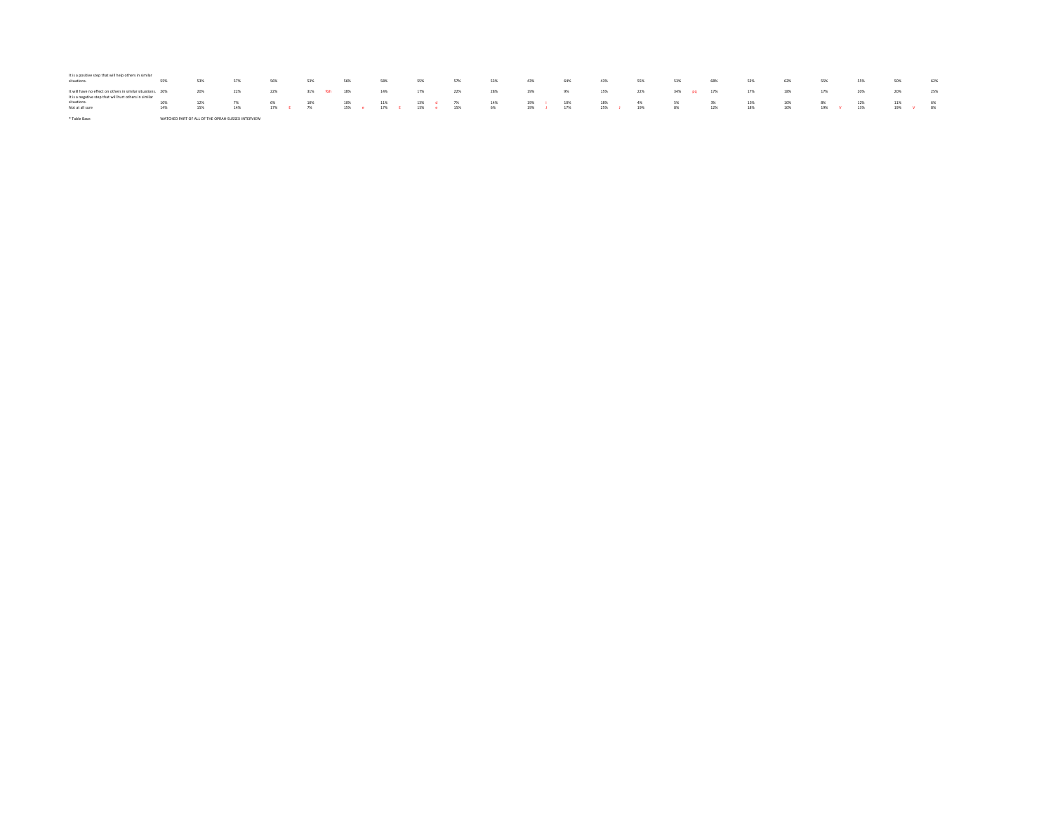| | | | | | | | | | | | | | | | | | | | | | | |
|---|---|---|---|---|---|---|---|---|---|---|---|---|---|---|---|---|---|---|---|---|---|---|
| It is a positive step that will help others in similar situations. | 55% | 53% | 57% | 56% | 53% | 56% | 58% | 55% | 57% | 53% | 43% | 64% | 43% | 55% | 53% | 68% | 53% | 62% | 55% | 55% | 50% | 62% |
| It will have no effect on others in similar situations. | 20% | 20% | 22% | 22% | 31% fGh | 18% | 14% | 17% | 22% | 28% | 19% | 9% | 15% | 22% | 34% pq | 17% | 17% | 18% | 17% | 20% | 20% | 25% |
| It is a negative step that will hurt others in similar situations. | 10% | 12% | 7% | 6% | 10% | 10% | 11% | 13% d | 7% | 14% | 19% l | 10% | 18% | 4% | 5% | 3% | 13% | 10% | 8% | 12% | 11% | 6% |
| Not at all sure | 14% | 15% | 14% | 17% E | 7% | 15% e | 17% E | 15% e | 15% | 6% | 19% J | 17% | 25% r | 19% | 8% | 12% | 18% | 10% | 19% V | 13% | 19% V | 8% |

* Table Base: WATCHED PART OF ALL OF THE OPRAH-SUSSEX INTERVIEW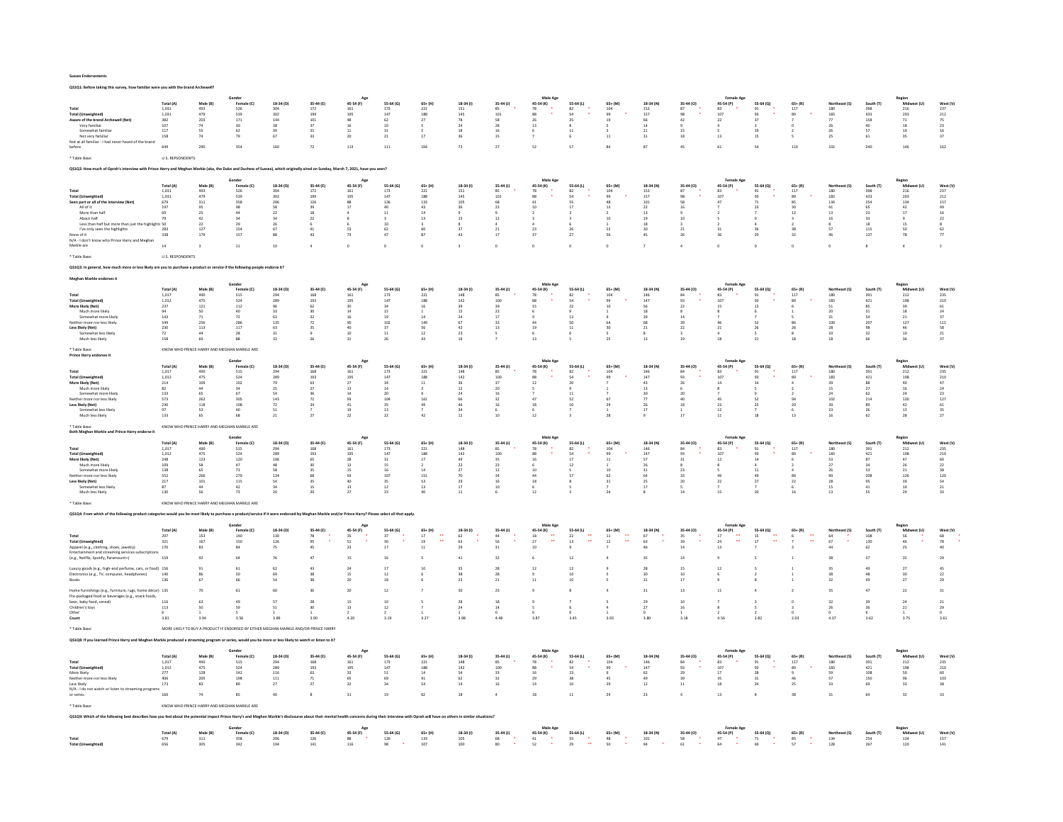# Sussex Endorsements

**QS1Q1: Before taking this survey, how familiar were you with the brand Archewell?**

| | Total (A) | Male (B) | Female (C) | 18-34 (D) | 35-44 (E) | 45-54 (F) | 55-64 (G) | 65+ (H) | 18-34 (I) | 35-44 (J) | 45-54 (K) | 55-64 (L) | 65+ (M) | 18-34 (N) | 35-44 (O) | 45-54 (P) | 55-64 (Q) | 65+ (R) | Northeast (S) | South (T) | Midwest (U) | West (V) |
|---|---|---|---|---|---|---|---|---|---|---|---|---|---|---|---|---|---|---|---|---|---|---|
| | | Gender | | Age | | | | | Male Age | | | | | Female Age | | | | | Region | | | |
| Total | 1,031 | 493 | 526 | 304 | 172 | 161 | 173 | 221 | 151 | 85 * | 78 * | 82 * | 104 | 153 | 87 * | 83 * | 91 * | 117 | 180 | 398 | 216 | 237 |
| Total (Unweighted) | 1,031 | 479 | 539 | 302 | 199 | 195 | 147 | 188 | 145 | 101 | 88 * | 54 * | 99 * | 157 | 98 * | 107 | 93 * | 89 * | 183 | 433 | 203 | 212 |
| Aware of the brand Archewell (Net) | 382 | 203 | 171 | 144 | 101 | 48 | 62 | 27 | 78 | 58 | 26 | 25 | 19 | 66 | 42 | 22 | 37 | 7 | 77 | 158 | 71 | 75 |
| Very familiar | 107 | 74 | 30 | 38 | 37 | 16 | 10 | 5 | 24 | 28 | 13 | 8 | 5 | 14 | 9 | 4 | 3 | 0 | 26 | 40 | 18 | 23 |
| Somewhat familiar | 117 | 55 | 62 | 39 | 31 | 11 | 31 | 5 | 18 | 16 | 6 | 11 | 3 | 21 | 15 | 5 | 19 | 2 | 26 | 57 | 19 | 16 |
| Not very familiar | 158 | 74 | 79 | 67 | 33 | 20 | 21 | 17 | 36 | 15 | 7 | 6 | 11 | 31 | 18 | 13 | 15 | 5 | 25 | 61 | 35 | 37 |
| Not at all familiar - I had never heard of the brand before | 649 | 290 | 354 | 160 | 72 | 113 | 111 | 194 | 73 | 27 | 52 | 57 | 84 | 87 | 45 | 61 | 54 | 110 | 102 | 240 | 146 | 162 |

\* Table Base: U.S. REPSONDENTS

**QS1Q2: How much of Oprah's interview with Prince Harry and Meghan Markle (aka, the Duke and Duchess of Sussex), which originally aired on Sunday, March 7, 2021, have you seen?**

| | Total (A) | Male (B) | Female (C) | 18-34 (D) | 35-44 (E) | 45-54 (F) | 55-64 (G) | 65+ (H) | 18-34 (I) | 35-44 (J) | 45-54 (K) | 55-64 (L) | 65+ (M) | 18-34 (N) | 35-44 (O) | 45-54 (P) | 55-64 (Q) | 65+ (R) | Northeast (S) | South (T) | Midwest (U) | West (V) |
|---|---|---|---|---|---|---|---|---|---|---|---|---|---|---|---|---|---|---|---|---|---|---|
| | | Gender | | Age | | | | | Male Age | | | | | Female Age | | | | | Region | | | |
| Total | 1,031 | 493 | 526 | 304 | 172 | 161 | 173 | 221 | 151 | 85 * | 78 * | 82 * | 104 | 153 | 87 * | 83 * | 91 * | 117 | 180 | 398 | 216 | 237 |
| Total (Unweighted) | 1,031 | 479 | 539 | 302 | 199 | 195 | 147 | 188 | 145 | 101 | 88 * | 54 * | 99 * | 157 | 98 * | 107 | 93 * | 89 * | 183 | 433 | 203 | 212 |
| Seen part or all of the interview (Net) | 679 | 311 | 358 | 206 | 126 | 88 | 126 | 133 | 105 | 68 | 41 | 55 | 48 | 101 | 58 | 47 | 71 | 85 | 134 | 254 | 134 | 157 |
| All of it | 197 | 95 | 98 | 58 | 39 | 17 | 40 | 43 | 36 | 23 | 10 | 17 | 13 | 22 | 16 | 7 | 23 | 30 | 41 | 65 | 42 | 49 |
| More than half | 69 | 25 | 44 | 22 | 18 | 4 | 11 | 14 | 9 | 9 | 2 | 3 | 2 | 13 | 9 | 2 | 7 | 12 | 13 | 23 | 17 | 16 |
| About half | 79 | 42 | 34 | 34 | 22 | 8 | 3 | 13 | 15 | 12 | 3 | 3 | 10 | 19 | 10 | 5 | 0 | 3 | 16 | 33 | 9 | 22 |
| Less than half but more than just the highlights | 50 | 22 | 29 | 26 | 6 | 6 | 10 | 3 | 8 | 4 | 4 | 6 | 1 | 18 | 3 | 2 | 4 | 2 | 8 | 18 | 15 | 8 |
| I've only seen the highlights | 283 | 127 | 154 | 67 | 41 | 53 | 62 | 60 | 37 | 21 | 23 | 26 | 22 | 30 | 21 | 31 | 36 | 38 | 57 | 115 | 50 | 62 |
| None of it | 338 | 179 | 157 | 88 | 43 | 73 | 47 | 87 | 43 | 17 | 37 | 27 | 56 | 45 | 26 | 36 | 20 | 32 | 46 | 137 | 78 | 77 |
| N/A - I don't know who Prince Harry and Meghan Markle are | 14 | 3 | 11 | 10 | 4 | 0 | 0 | 0 | 3 | 0 | 0 | 0 | 0 | 7 | 4 | 0 | 0 | 0 | 0 | 8 | 4 | 2 |

\* Table Base: U.S. RESPONDENTS

**QS1Q3: In general, how much more or less likely are you to purchase a product or service if the following people endorse it?**

**Meghan Markle endorses it**

| | Total (A) | Male (B) | Female (C) | 18-34 (D) | 35-44 (E) | 45-54 (F) | 55-64 (G) | 65+ (H) | 18-34 (I) | 35-44 (J) | 45-54 (K) | 55-64 (L) | 65+ (M) | 18-34 (N) | 35-44 (O) | 45-54 (P) | 55-64 (Q) | 65+ (R) | Northeast (S) | South (T) | Midwest (U) | West (V) |
|---|---|---|---|---|---|---|---|---|---|---|---|---|---|---|---|---|---|---|---|---|---|---|
| | | Gender | | Age | | | | | Male Age | | | | | Female Age | | | | | Region | | | |
| Total | 1,017 | 490 | 515 | 294 | 168 | 161 | 173 | 221 | 148 | 85 * | 78 * | 82 * | 104 | 146 | 84 * | 83 * | 91 * | 117 | 180 | 391 | 212 | 235 |
| Total (Unweighted) | 1,012 | 475 | 524 | 289 | 193 | 195 | 147 | 188 | 142 | 100 | 88 * | 54 * | 99 * | 147 | 93 * | 107 | 93 * | 89 * | 183 | 421 | 198 | 210 |
| More likely (Net) | 237 | 121 | 112 | 96 | 62 | 30 | 34 | 16 | 39 | 39 | 15 | 22 | 10 | 56 | 22 | 15 | 13 | 6 | 51 | 85 | 39 | 61 |
| Much more likely | 94 | 50 | 40 | 33 | 30 | 14 | 15 | 1 | 15 | 22 | 6 | 9 | 1 | 18 | 8 | 8 | 6 | 1 | 20 | 31 | 18 | 24 |
| Somewhat more likely | 143 | 71 | 72 | 63 | 32 | 16 | 19 | 14 | 24 | 17 | 9 | 12 | 9 | 39 | 14 | 7 | 7 | 5 | 31 | 54 | 21 | 37 |
| Neither more nor less likely | 549 | 256 | 286 | 135 | 72 | 90 | 102 | 149 | 67 | 33 | 44 | 50 | 64 | 68 | 39 | 46 | 52 | 86 | 100 | 207 | 127 | 115 |
| Less likely (Net) | 230 | 113 | 117 | 63 | 35 | 40 | 37 | 56 | 42 | 13 | 19 | 11 | 30 | 21 | 22 | 21 | 26 | 26 | 28 | 98 | 46 | 58 |
| Somewhat less likely | 72 | 44 | 28 | 31 | 9 | 10 | 11 | 12 | 23 | 5 | 6 | 6 | 5 | 8 | 3 | 4 | 5 | 8 | 10 | 32 | 10 | 21 |
| Much less likely | 158 | 69 | 88 | 32 | 26 | 31 | 26 | 43 | 19 | 7 | 13 | 5 | 25 | 13 | 19 | 18 | 21 | 18 | 18 | 66 | 36 | 37 |

\* Table Base: KNOW WHO PRINCE HARRY AND MEGHAN MARKLE ARE

**Prince Harry endorses it**

| | Total (A) | Male (B) | Female (C) | 18-34 (D) | 35-44 (E) | 45-54 (F) | 55-64 (G) | 65+ (H) | 18-34 (I) | 35-44 (J) | 45-54 (K) | 55-64 (L) | 65+ (M) | 18-34 (N) | 35-44 (O) | 45-54 (P) | 55-64 (Q) | 65+ (R) | Northeast (S) | South (T) | Midwest (U) | West (V) |
|---|---|---|---|---|---|---|---|---|---|---|---|---|---|---|---|---|---|---|---|---|---|---|
| | | Gender | | Age | | | | | Male Age | | | | | Female Age | | | | | Region | | | |
| Total | 1,017 | 490 | 515 | 294 | 168 | 161 | 173 | 221 | 148 | 85 * | 78 * | 82 * | 104 | 146 | 84 * | 83 * | 91 * | 117 | 180 | 391 | 212 | 235 |
| Total (Unweighted) | 1,012 | 475 | 524 | 289 | 193 | 195 | 147 | 188 | 142 | 100 | 88 * | 54 * | 99 * | 147 | 93 * | 107 | 93 * | 89 * | 183 | 421 | 198 | 210 |
| More likely (Net) | 214 | 109 | 102 | 79 | 63 | 27 | 34 | 11 | 36 | 37 | 12 | 20 | 7 | 43 | 26 | 14 | 14 | 4 | 39 | 88 | 40 | 47 |
| Much more likely | 82 | 44 | 34 | 25 | 27 | 13 | 14 | 3 | 12 | 20 | 5 | 9 | 1 | 13 | 6 | 8 | 5 | 2 | 15 | 27 | 16 | 24 |
| Somewhat more likely | 133 | 65 | 67 | 54 | 36 | 14 | 20 | 9 | 24 | 16 | 7 | 11 | 7 | 30 | 20 | 7 | 9 | 2 | 24 | 62 | 24 | 23 |
| Neither more nor less likely | 573 | 262 | 305 | 143 | 72 | 93 | 104 | 161 | 66 | 32 | 47 | 52 | 67 | 77 | 40 | 45 | 52 | 94 | 102 | 214 | 130 | 127 |
| Less likely (Net) | 230 | 118 | 108 | 72 | 34 | 41 | 35 | 49 | 46 | 16 | 18 | 10 | 29 | 26 | 18 | 23 | 25 | 20 | 39 | 89 | 42 | 61 |
| Somewhat less likely | 97 | 53 | 40 | 51 | 7 | 19 | 13 | 7 | 34 | 6 | 6 | 7 | 1 | 17 | 1 | 12 | 7 | 6 | 23 | 26 | 13 | 35 |
| Much less likely | 133 | 65 | 68 | 21 | 27 | 22 | 22 | 42 | 12 | 10 | 12 | 3 | 28 | 9 | 17 | 11 | 18 | 13 | 16 | 62 | 28 | 27 |

\* Table Base: KNOW WHO PRINCE HARRY AND MEGHAN MARKLE ARE

**Both Meghan Markle and Prince Harry endorse it**

| | Total (A) | Male (B) | Female (C) | 18-34 (D) | 35-44 (E) | 45-54 (F) | 55-64 (G) | 65+ (H) | 18-34 (I) | 35-44 (J) | 45-54 (K) | 55-64 (L) | 65+ (M) | 18-34 (N) | 35-44 (O) | 45-54 (P) | 55-64 (Q) | 65+ (R) | Northeast (S) | South (T) | Midwest (U) | West (V) |
|---|---|---|---|---|---|---|---|---|---|---|---|---|---|---|---|---|---|---|---|---|---|---|
| | | Gender | | Age | | | | | Male Age | | | | | Female Age | | | | | Region | | | |
| Total | 1,017 | 490 | 515 | 294 | 168 | 161 | 173 | 221 | 148 | 85 * | 78 * | 82 * | 104 | 146 | 84 * | 83 * | 91 * | 117 | 180 | 391 | 212 | 235 |
| Total (Unweighted) | 1,012 | 475 | 524 | 289 | 193 | 195 | 147 | 188 | 142 | 100 | 88 * | 54 * | 99 * | 147 | 93 * | 107 | 93 * | 89 * | 183 | 421 | 198 | 210 |
| More likely (Net) | 248 | 123 | 120 | 106 | 65 | 28 | 31 | 17 | 49 | 35 | 16 | 17 | 11 | 57 | 31 | 12 | 14 | 6 | 53 | 87 | 47 | 60 |
| Much more likely | 109 | 58 | 47 | 48 | 30 | 13 | 15 | 2 | 22 | 23 | 6 | 12 | 1 | 26 | 8 | 8 | 4 | 2 | 27 | 34 | 26 | 22 |
| Somewhat more likely | 138 | 65 | 73 | 58 | 35 | 15 | 16 | 14 | 27 | 12 | 10 | 5 | 10 | 31 | 23 | 5 | 11 | 4 | 26 | 53 | 21 | 38 |
| Neither more nor less likely | 552 | 266 | 279 | 134 | 68 | 93 | 107 | 151 | 70 | 34 | 44 | 57 | 62 | 64 | 33 | 49 | 49 | 89 | 99 | 208 | 126 | 120 |
| Less likely (Net) | 217 | 101 | 115 | 54 | 35 | 40 | 35 | 53 | 29 | 16 | 18 | 8 | 31 | 25 | 20 | 22 | 27 | 22 | 28 | 95 | 39 | 54 |
| Somewhat less likely | 87 | 44 | 42 | 34 | 15 | 13 | 12 | 13 | 17 | 10 | 6 | 5 | 7 | 17 | 5 | 7 | 7 | 6 | 15 | 41 | 10 | 21 |
| Much less likely | 130 | 56 | 73 | 20 | 20 | 27 | 23 | 40 | 11 | 6 | 12 | 3 | 24 | 8 | 14 | 15 | 20 | 16 | 13 | 55 | 29 | 33 |

\* Table Base: KNOW WHO PRINCE HARRY AND MEGHAN MARKLE ARE

**QS1Q4: From which of the following product categories would you be most likely to purchase a product/service if it were endorsed by Meghan Markle and/or Prince Harry? Please select all that apply.**

| | Total (A) | Male (B) | Female (C) | 18-34 (D) | 35-44 (E) | 45-54 (F) | 55-64 (G) | 65+ (H) | 18-34 (I) | 35-44 (J) | 45-54 (K) | 55-64 (L) | 65+ (M) | 18-34 (N) | 35-44 (O) | 45-54 (P) | 55-64 (Q) | 65+ (R) | Northeast (S) | South (T) | Midwest (U) | West (V) |
|---|---|---|---|---|---|---|---|---|---|---|---|---|---|---|---|---|---|---|---|---|---|---|
| | | Gender | | Age | | | | | Male Age | | | | | Female Age | | | | | Region | | | |
| Total | 297 | 153 | 140 | 130 | 78 * | 35 * | 37 * | 17 ** | 62 * | 44 * | 18 ** | 22 ** | 11 ** | 67 * | 35 * | 17 ** | 15 ** | 6 ** | 64 * | 108 | 56 * | 68 * |
| Total (Unweighted) | 321 | 167 | 150 | 126 | 95 * | 51 * | 30 * | 19 ** | 63 * | 56 * | 27 ** | 13 ** | 12 ** | 63 * | 39 * | 24 ** | 17 ** | 7 ** | 67 * | 130 | 46 * | 78 * |
| Apparel (e.g., clothing, shoes, jewelry) | 170 | 83 | 84 | 75 | 45 | 23 | 17 | 11 | 29 | 31 | 10 | 9 | 7 | 46 | 14 | 13 | 7 | 3 | 44 | 62 | 25 | 40 |
| Entertainment and streaming services subscriptions (e.g., Netflix, Spotify, Paramount+) | 159 | 92 | 64 | 76 | 47 | 15 | 16 | 5 | 41 | 32 | 6 | 12 | 4 | 35 | 14 | 9 | 5 | 1 | 38 | 57 | 35 | 29 |
| Luxury goods (e.g., high-end perfume, cars, or food) | 156 | 91 | 61 | 62 | 43 | 24 | 17 | 10 | 35 | 28 | 12 | 12 | 9 | 28 | 15 | 12 | 5 | 1 | 35 | 49 | 27 | 45 |
| Electronics (e.g., TV, computer, headphones) | 140 | 86 | 50 | 69 | 38 | 15 | 12 | 6 | 38 | 28 | 9 | 10 | 5 | 30 | 10 | 6 | 2 | 1 | 38 | 48 | 30 | 22 |
| Books | 136 | 67 | 66 | 54 | 38 | 20 | 18 | 6 | 23 | 21 | 11 | 10 | 5 | 31 | 17 | 9 | 8 | 1 | 32 | 49 | 27 | 29 |
| Home furnishings (e.g., furniture, rugs, home décor) | 135 | 70 | 61 | 60 | 36 | 20 | 12 | 7 | 30 | 23 | 9 | 8 | 4 | 31 | 13 | 11 | 4 | 2 | 35 | 47 | 22 | 31 |
| Pre-packaged food or beverages (e.g., snack foods, beer, baby food, cereal) | 116 | 63 | 49 | 57 | 28 | 15 | 10 | 5 | 28 | 18 | 9 | 7 | 5 | 29 | 10 | 7 | 3 | 0 | 32 | 39 | 24 | 21 |
| Children's toys | 113 | 50 | 59 | 51 | 30 | 13 | 12 | 7 | 24 | 14 | 5 | 6 | 4 | 27 | 16 | 8 | 5 | 3 | 26 | 36 | 21 | 29 |
| Other | 6 | 1 | 5 | 1 | 2 | 2 | 1 | 1 | 0 | 0 | 0 | 0 | 1 | 1 | 2 | 2 | 0 | 0 | 0 | 6 | 1 | 0 |
| Count | 3.81 | 3.94 | 3.56 | 3.89 | 3.90 | 4.20 | 3.19 | 3.27 | 3.98 | 4.48 | 3.87 | 3.45 | 3.93 | 3.80 | 3.18 | 4.56 | 2.82 | 2.03 | 4.37 | 3.62 | 3.75 | 3.61 |

\* Table Base: MORE LIKELY TO BUY A PRODUCT IF ENDORSED BY EITHER MEGHAN MARKLE AND/OR PRINCE HARRY

**QS1Q8: If you learned Prince Harry and Meghan Markle produced a streaming program or series, would you be more or less likely to watch or listen to it?**

| | Total (A) | Male (B) | Female (C) | 18-34 (D) | 35-44 (E) | 45-54 (F) | 55-64 (G) | 65+ (H) | 18-34 (I) | 35-44 (J) | 45-54 (K) | 55-64 (L) | 65+ (M) | 18-34 (N) | 35-44 (O) | 45-54 (P) | 55-64 (Q) | 65+ (R) | Northeast (S) | South (T) | Midwest (U) | West (V) |
|---|---|---|---|---|---|---|---|---|---|---|---|---|---|---|---|---|---|---|---|---|---|---|
| | | Gender | | Age | | | | | Male Age | | | | | Female Age | | | | | Region | | | |
| Total | 1,017 | 490 | 515 | 294 | 168 | 161 | 173 | 221 | 148 | 85 * | 78 * | 82 * | 104 | 146 | 84 * | 83 * | 91 * | 117 | 180 | 391 | 212 | 235 |
| Total (Unweighted) | 1,012 | 475 | 524 | 289 | 193 | 195 | 147 | 188 | 142 | 100 | 88 * | 54 * | 99 * | 147 | 93 * | 107 | 93 * | 89 * | 183 | 421 | 198 | 210 |
| More likely | 277 | 128 | 142 | 116 | 63 | 33 | 51 | 14 | 54 | 33 | 16 | 23 | 6 | 62 | 29 | 17 | 28 | 9 | 59 | 108 | 50 | 60 |
| Neither more nor less likely | 406 | 205 | 198 | 111 | 71 | 65 | 69 | 91 | 62 | 32 | 29 | 38 | 45 | 49 | 39 | 35 | 31 | 46 | 57 | 150 | 96 | 103 |
| Less likely | 173 | 83 | 89 | 27 | 27 | 32 | 34 | 54 | 14 | 16 | 14 | 10 | 29 | 12 | 11 | 18 | 24 | 25 | 33 | 69 | 33 | 38 |
| N/A - I do not watch or listen to streaming programs or series. | 160 | 74 | 85 | 40 | 8 | 31 | 19 | 62 | 18 | 4 | 18 | 11 | 24 | 23 | 4 | 13 | 8 | 38 | 31 | 64 | 32 | 33 |

\* Table Base: KNOW WHO PRINCE HARRY AND MEGHAN MARKLE ARE

**QS1Q9: Which of the following best describes how you feel about the potential impact Prince Harry's and Meghan Markle's disclosures about their mental health concerns during their interview with Oprah will have on others in similar situations?**

| | Total (A) | Male (B) | Female (C) | 18-34 (D) | 35-44 (E) | 45-54 (F) | 55-64 (G) | 65+ (H) | 18-34 (I) | 35-44 (J) | 45-54 (K) | 55-64 (L) | 65+ (M) | 18-34 (N) | 35-44 (O) | 45-54 (P) | 55-64 (Q) | 65+ (R) | Northeast (S) | South (T) | Midwest (U) | West (V) |
|---|---|---|---|---|---|---|---|---|---|---|---|---|---|---|---|---|---|---|---|---|---|---|
| | | Gender | | Age | | | | | Male Age | | | | | Female Age | | | | | Region | | | |
| Total | 679 | 311 | 358 | 206 | 126 | 88 * | 126 | 133 | 105 | 68 * | 41 * | 55 * | 48 * | 101 | 58 * | 47 * | 71 * | 85 * | 134 | 254 | 134 | 157 |
| Total (Unweighted) | 656 | 305 | 342 | 194 | 141 | 116 | 98 * | 107 | 100 | 80 * | 52 * | 29 ** | 50 * | 94 * | 61 * | 64 * | 69 * | 57 * | 128 | 267 | 120 | 141 |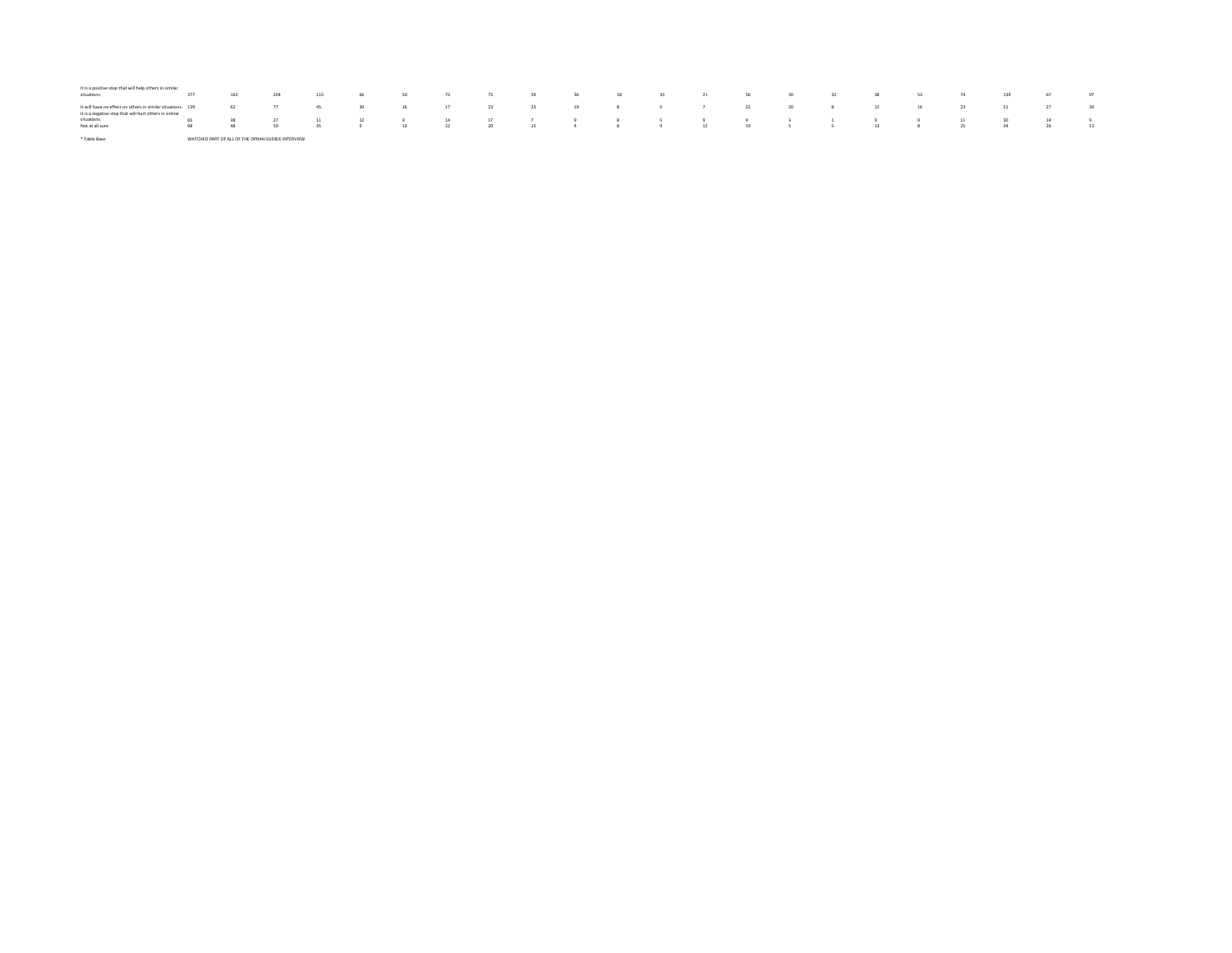| | | | | | | | | | | | | | | | | | | | | | | |
|---|---|---|---|---|---|---|---|---|---|---|---|---|---|---|---|---|---|---|---|---|---|---|
| It is a positive step that will help others in similar situations. | 377 | 163 | 204 | 115 | 86 | 50 | 73 | 73 | 59 | 36 | 18 | 35 | 21 | 56 | 30 | 32 | 38 | 53 | 74 | 139 | 67 | 97 |
| It will have no effect on others in similar situations. | 139 | 62 | 77 | 45 | 39 | 16 | 17 | 23 | 23 | 19 | 8 | 5 | 7 | 22 | 20 | 8 | 12 | 16 | 23 | 51 | 27 | 39 |
| It is a negative step that will hurt others in similar situations. | 65 | 38 | 27 | 11 | 12 | 9 | 14 | 17 | 7 | 9 | 8 | 5 | 9 | 4 | 3 | 1 | 9 | 9 | 11 | 30 | 14 | 9 |
| Not at all sure | 98 | 48 | 50 | 35 | 9 | 13 | 22 | 20 | 15 | 4 | 8 | 9 | 12 | 19 | 5 | 5 | 13 | 8 | 25 | 34 | 26 | 13 |

* Table Base: WATCHED PART OF ALL OF THE OPRAH-SUSSEX INTERVIEW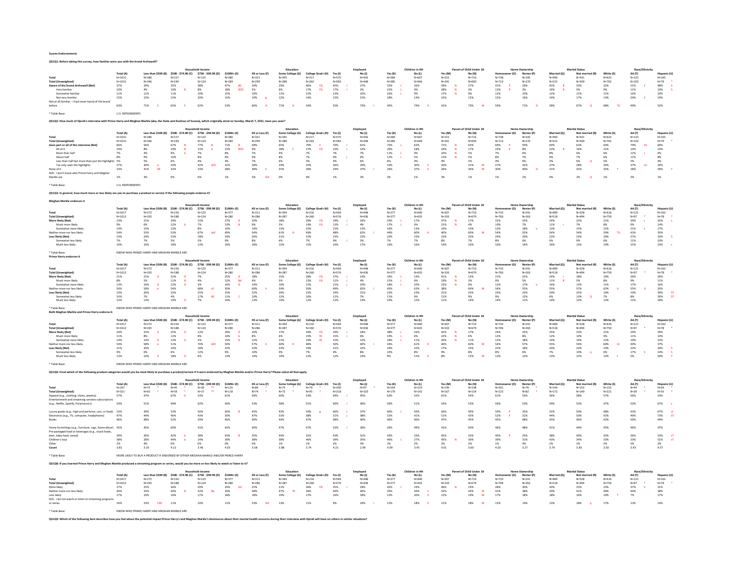**Sussex Endorsements**

**QS1Q1: Before taking this survey, how familiar were you with the brand Archewell?**

| | | Household Income | | | | Education | | | | Employed | | Children in HH | | Parent of Child Under 18 | | Home Ownership | | Marital Status | | | Race/Ethnicity | |
|---|---|---|---|---|---|---|---|---|---|---|---|---|---|---|---|---|---|---|---|---|---|---|
| | Total (A) | Less than $50K (B) | $50K - $74.9K (C) | $75K - $99.9K (D) | $100K+ (E) | HS or Less (F) | Some College (G) | College Grad+ (H) | Yes (I) | No (J) | Yes (K) | No (L) | Yes (M) | No (N) | Homeowner (O) | Renter (P) | Married (Q) | Not married (R) | White (S) | AA (T) | Hispanic (U) |
| Total | N=1031 | N=280 | N=157 | N=125 | N=380 | N=321 | N=345 | N=217 | N=575 | N=456 | N=384 | N=647 | N=315 | N=716 | N=738 | N=245 | N=490 | N=541 | N=623 | N=125 | N=165 |
| Total (Unweighted) | N=1031 | N=346 | N=190 | N=124 | N=283 | N=299 | N=289 | N=262 | N=583 | N=448 | N=385 | N=646 | N=341 | N=690 | N=713 | N=270 | N=522 | N=509 | N=762 | N=102 | N=79 * |
| Aware of the brand Archewell (Net) | 37% | 29% | 35% | 38% | 47% BC | 34% | 29% | 46% FG | 45% J | 27% | 55% L | 26% | 59% N | 27% | 41% P | 29% | 42% R | 33% | 32% | 51% S | 48% S |
| Very familiar | 10% | 4% | 10% B | 8% | 18% BCD | 5% | 6% | 17% FG | 17% J | 2% | 21% L | 4% | 28% N | 3% | 13% P | 3% | 16% R | 5% | 9% | 11% | 19% S |
| Somewhat familiar | 11% | 11% | 11% | 10% | 15% | 10% | 11% | 15% | 13% | 10% | 16% L | 9% | 17% N | 9% | 12% | 10% | 12% | 11% | 11% | 16% | 10% |
| Not very familiar | 15% | 15% | 15% | 20% | 15% | 19% g | 12% | 14% | 15% | 15% | 18% | 14% | 15% | 15% | 15% | 16% | 14% | 17% | 13% | 24% S | 19% |
| Not at all familiar - I had never heard of the brand before | 63% | 71% E | 65% E | 62% | 53% | 66% H | 71% H | 54% | 55% | 73% I | 45% | 74% K | 41% | 73% M | 59% | 71% O | 58% | 67% Q | 68% TU | 49% | 52% |

* Table Base: U.S. REPSONDENTS

**QS1Q2: How much of Oprah's interview with Prince Harry and Meghan Markle (aka, the Duke and Duchess of Sussex), which originally aired on Sunday, March 7, 2021, have you seen?**

| | | Household Income | | | | Education | | | | Employed | | Children in HH | | Parent of Child Under 18 | | Home Ownership | | Marital Status | | | Race/Ethnicity | |
|---|---|---|---|---|---|---|---|---|---|---|---|---|---|---|---|---|---|---|---|---|---|---|
| | Total (A) | Less than $50K (B) | $50K - $74.9K (C) | $75K - $99.9K (D) | $100K+ (E) | HS or Less (F) | Some College (G) | College Grad+ (H) | Yes (I) | No (J) | Yes (K) | No (L) | Yes (M) | No (N) | Homeowner (O) | Renter (P) | Married (Q) | Not married (R) | White (S) | AA (T) | Hispanic (U) |
| Total | N=1031 | N=280 | N=157 | N=125 | N=380 | N=321 | N=345 | N=217 | N=575 | N=456 | N=384 | N=647 | N=315 | N=716 | N=738 | N=245 | N=490 | N=541 | N=623 | N=125 | N=165 |
| Total (Unweighted) | N=1031 | N=346 | N=190 | N=124 | N=283 | N=299 | N=289 | N=262 | N=583 | N=448 | N=385 | N=646 | N=341 | N=690 | N=713 | N=270 | N=522 | N=509 | N=762 | N=102 | N=79 * |
| Seen part or all of the interview (Net) | 66% | 56% | 67% B | 77% B | 71% B | 58% | 65% | 70% F | 70% J | 61% | 72% L | 62% | 71% N | 63% | 69% P | 59% | 69% | 63% | 64% | 79% SU | 60% |
| All of it | 19% | 8% | 19% B | 15% b | 31% BCD | 9% | 18% F | 27% FG | 23% J | 14% | 20% | 18% | 24% N | 17% | 23% P | 8% | 23% R | 16% | 21% | 14% | 23% |
| More than half | 7% | 4% | 9% b | 7% | 8% | 7% | 4% | 7% | 7% | 7% | 11% L | 4% | 10% N | 5% | 7% | 6% | 8% | 6% | 6% | 12% s | 6% |
| About half | 8% | 9% | 10% | 8% | 6% | 9% | 8% | 7% | 9% j | 6% | 12% L | 5% | 13% N | 5% | 8% | 7% | 9% | 7% | 6% | 11% | 8% |
| Less than half but more than just the highlights | 5% | 5% | 6% | 4% | 4% | 7% | 6% | 3% | 4% | 6% | 6% | 4% | 4% | 5% | 4% | 6% | 3% | 6% Q | 5% | 5% | 4% |
| I've only seen the highlights | 27% | 30% e | 24% | 42% bCE | 22% | 28% | 29% | 25% | 26% | 29% | 23% | 30% k | 20% | 31% M | 27% | 32% | 27% | 28% | 26% | 37% sU | 20% |
| None of it | 33% | 41% DE | 32% | 23% | 28% | 38% h | 35% | 30% | 29% | 37% I | 26% | 37% K | 26% | 36% M | 30% | 40% O | 31% | 35% | 35% T | 18% | 39% T |
| N/A - I don't know who Prince Harry and Meghan Markle are | 1% | 3% | 0% | 0% | 1% | 3% GH | 0% | 0% | 1% | 2% | 2% | 1% | 3% | 1% | 1% | 2% | 0% | 2% Q | 1% | 3% | 1% |

* Table Base: U.S. RESPONDENTS

**QS1Q3: In general, how much more or less likely are you to purchase a product or service if the following people endorse it?**

**Meghan Markle endorses it**

| | | Household Income | | | | Education | | | | Employed | | Children in HH | | Parent of Child Under 18 | | Home Ownership | | Marital Status | | | Race/Ethnicity | |
|---|---|---|---|---|---|---|---|---|---|---|---|---|---|---|---|---|---|---|---|---|---|---|
| | Total (A) | Less than $50K (B) | $50K - $74.9K (C) | $75K - $99.9K (D) | $100K+ (E) | HS or Less (F) | Some College (G) | College Grad+ (H) | Yes (I) | No (J) | Yes (K) | No (L) | Yes (M) | No (N) | Homeowner (O) | Renter (P) | Married (Q) | Not married (R) | White (S) | AA (T) | Hispanic (U) |
| Total | N=1017 | N=272 | N=156 | N=125 | N=377 | N=311 | N=344 | N=216 | N=569 | N=448 | N=377 | N=640 | N=307 | N=710 | N=733 | N=241 | N=489 | N=528 | N=616 | N=121 | N=162 |
| Total (Unweighted) | N=1012 | N=335 | N=188 | N=124 | N=280 | N=286 | N=287 | N=260 | N=576 | N=436 | N=377 | N=635 | N=333 | N=679 | N=706 | N=263 | N=518 | N=494 | N=750 | N=97 * | N=78 * |
| More likely (Net) | 23% | 21% | 24% | 15% | 27% D | 20% | 18% | 29% FG | 29% J | 16% | 33% L | 17% | 37% N | 17% | 22% | 25% | 24% | 22% | 21% | 30% s | 32% s |
| Much more likely | 9% | 6% | 12% b | 7% | 13% B | 6% | 5% | 14% FG | 13% J | 4% | 17% L | 4% | 21% N | 4% | 10% | 7% | 11% r | 7% | 8% | 9% | 14% |
| Somewhat more likely | 14% | 15% | 13% | 8% | 14% | 14% | 13% | 15% | 15% | 12% | 16% | 13% | 16% | 13% | 12% | 18% o | 13% | 15% | 12% | 21% s | 17% |
| Neither more nor less likely | 54% | 55% | 53% | 67% bcE | 49% | 54% | 61% H | 49% | 48% | 62% I | 44% | 60% K | 40% | 60% M | 54% | 55% | 54% | 54% | 59% TU | 43% | 35% |
| Less likely (Net) | 23% | 24% | 23% | 18% | 24% | 26% | 21% | 22% | 23% | 22% | 23% | 23% | 23% | 23% | 24% | 20% | 22% | 23% | 20% | 27% | 33% S |
| Somewhat less likely | 7% | 7% | 5% | 5% | 8% | 8% | 6% | 7% | 9% J | 5% | 7% | 7% | 8% | 7% | 8% | 6% | 6% | 9% | 6% | 11% | 10% |
| Much less likely | 16% | 16% | 18% | 13% | 16% | 18% | 15% | 15% | 14% | 17% | 16% | 16% | 14% | 16% | 16% | 14% | 16% | 15% | 14% | 15% | 23% s |

* Table Base: KNOW WHO PRINCE HARRY AND MEGHAN MARKLE ARE

**Prince Harry endorses it**

| | | Household Income | | | | Education | | | | Employed | | Children in HH | | Parent of Child Under 18 | | Home Ownership | | Marital Status | | | Race/Ethnicity | |
|---|---|---|---|---|---|---|---|---|---|---|---|---|---|---|---|---|---|---|---|---|---|---|
| | Total (A) | Less than $50K (B) | $50K - $74.9K (C) | $75K - $99.9K (D) | $100K+ (E) | HS or Less (F) | Some College (G) | College Grad+ (H) | Yes (I) | No (J) | Yes (K) | No (L) | Yes (M) | No (N) | Homeowner (O) | Renter (P) | Married (Q) | Not married (R) | White (S) | AA (T) | Hispanic (U) |
| Total | N=1017 | N=272 | N=156 | N=125 | N=377 | N=311 | N=344 | N=216 | N=569 | N=448 | N=377 | N=640 | N=307 | N=710 | N=733 | N=241 | N=489 | N=528 | N=616 | N=121 | N=162 |
| Total (Unweighted) | N=1012 | N=335 | N=188 | N=124 | N=280 | N=286 | N=287 | N=260 | N=576 | N=436 | N=377 | N=635 | N=333 | N=679 | N=706 | N=263 | N=518 | N=494 | N=750 | N=97 * | N=78 * |
| More likely (Net) | 21% | 21% D | 22% D | 7% | 25% D | 18% | 15% | 28% FG | 27% J | 14% | 33% L | 14% | 41% N | 13% | 21% | 22% | 24% r | 18% | 19% | 26% | 26% |
| Much more likely | 8% | 5% | 11% B | 4% | 12% Bd | 4% | 5% | 13% FG | 11% J | 4% | 15% L | 4% | 19% N | 3% | 9% | 5% | 11% R | 5% | 8% | 9% | 11% |
| Somewhat more likely | 13% | 16% D | 12% D | 3% | 14% D | 14% | 10% | 15% | 15% j | 10% | 18% L | 10% | 22% N | 9% | 12% | 17% o | 14% | 13% | 11% | 17% | 16% |
| Neither more nor less likely | 56% | 59% e | 54% | 68% cE | 50% | 60% h | 59% | 50% | 49% | 65% I | 45% | 63% K | 38% | 64% M | 56% | 55% | 55% | 57% | 62% U | 55% U | 35% |
| Less likely (Net) | 23% | 20% | 23% | 25% | 25% | 22% | 26% | 22% | 24% | 21% | 22% | 23% | 21% | 23% | 24% | 23% | 20% | 25% | 19% | 19% | 39% ST |
| Somewhat less likely | 10% | 7% | 4% | 17% BC | 11% C | 10% | 12% | 10% | 11% | 7% | 11% | 9% | 11% | 9% | 10% | 12% | 6% | 13% Q | 7% | 8% | 20% ST |
| Much less likely | 13% | 13% | 19% D | 7% | 14% | 13% | 14% | 12% | 13% | 13% | 10% | 15% | 11% | 14% | 14% | 11% | 14% | 12% | 12% | 11% | 18% |

* Table Base: KNOW WHO PRINCE HARRY AND MEGHAN MARKLE ARE

**Both Meghan Markle and Prince Harry endorse it**

| | | Household Income | | | | Education | | | | Employed | | Children in HH | | Parent of Child Under 18 | | Home Ownership | | Marital Status | | | Race/Ethnicity | |
|---|---|---|---|---|---|---|---|---|---|---|---|---|---|---|---|---|---|---|---|---|---|---|
| | Total (A) | Less than $50K (B) | $50K - $74.9K (C) | $75K - $99.9K (D) | $100K+ (E) | HS or Less (F) | Some College (G) | College Grad+ (H) | Yes (I) | No (J) | Yes (K) | No (L) | Yes (M) | No (N) | Homeowner (O) | Renter (P) | Married (Q) | Not married (R) | White (S) | AA (T) | Hispanic (U) |
| Total | N=1017 | N=272 | N=156 | N=125 | N=377 | N=311 | N=344 | N=216 | N=569 | N=448 | N=377 | N=640 | N=307 | N=710 | N=733 | N=241 | N=489 | N=528 | N=616 | N=121 | N=162 |
| Total (Unweighted) | N=1012 | N=335 | N=188 | N=124 | N=280 | N=286 | N=287 | N=260 | N=576 | N=436 | N=377 | N=635 | N=333 | N=679 | N=706 | N=263 | N=518 | N=494 | N=750 | N=97 * | N=78 * |
| More likely (Net) | 24% | 22% d | 25% D | 12% | 29% D | 20% | 17% | 34% FG | 29% J | 18% | 38% L | 16% | 42% N | 17% | 24% | 25% | 25% | 23% | 21% | 29% | 29% |
| Much more likely | 11% | 8% | 12% | 8% | 14% b | 8% | 6% | 15% FG | 15% J | 6% | 19% L | 6% | 22% N | 6% | 12% | 8% | 12% | 10% | 9% | 11% | 14% |
| Somewhat more likely | 14% | 14% D | 13% d | 5% | 15% D | 12% | 11% | 19% fG | 15% | 12% | 18% L | 11% | 20% N | 11% | 12% | 18% | 14% | 14% | 12% | 19% | 15% |
| Neither more nor less likely | 54% | 58% e | 51% | 70% bCE | 50% | 57% h | 60% H | 48% | 50% | 60% I | 43% | 61% K | 40% | 60% M | 54% | 57% | 55% | 54% | 60% tU | 49% | 37% |
| Less likely (Net) | 21% | 20% | 23% | 18% | 22% | 23% | 23% | 19% | 21% | 22% | 19% | 22% | 17% | 23% | 22% | 18% | 20% | 23% | 19% | 22% | 34% S |
| Somewhat less likely | 9% | 6% | 6% | 12% | 9% | 10% | 9% | 7% | 9% | 8% | 10% | 8% | 9% | 8% | 8% | 6% | 7% | 10% q | 6% | 17% S | 14% S |
| Much less likely | 13% | 14% d | 18% D | 6% | 13% | 14% | 14% | 12% | 12% | 14% | 9% | 15% K | 8% | 15% M | 13% | 12% | 13% | 12% | 12% t | 5% | 20% T |

* Table Base: KNOW WHO PRINCE HARRY AND MEGHAN MARKLE ARE

**QS1Q4: From which of the following product categories would you be most likely to purchase a product/service if it were endorsed by Meghan Markle and/or Prince Harry? Please select all that apply.**

| | | Household Income | | | | Education | | | | Employed | | Children in HH | | Parent of Child Under 18 | | Home Ownership | | Marital Status | | | Race/Ethnicity | |
|---|---|---|---|---|---|---|---|---|---|---|---|---|---|---|---|---|---|---|---|---|---|---|
| | Total (A) | Less than $50K (B) | $50K - $74.9K (C) | $75K - $99.9K (D) | $100K+ (E) | HS or Less (F) | Some College (G) | College Grad+ (H) | Yes (I) | No (J) | Yes (K) | No (L) | Yes (M) | No (N) | Homeowner (O) | Renter (P) | Married (Q) | Not married (R) | White (S) | AA (T) | Hispanic (U) |
| Total | N=297 | N=75 * | N=45 * | N=20 ** | N=125 | N=84 * | N=75 * | N=79 * | N=200 | N=97 * | N=164 | N=133 | N=149 | N=148 | N=201 | N=76 * | N=144 | N=153 | N=152 | N=44 * | N=64 * |
| Total (Unweighted) | N=321 | N=92 * | N=59 * | N=27 ** | N=119 | N=74 * | N=72 * | N=95 * | N=218 | N=103 | N=179 | N=142 | N=167 | N=154 | N=223 | N=82 * | N=172 | N=149 | N=221 | N=39 * | N=35 * |
| Apparel (e.g., clothing, shoes, jewelry) | 57% | 47% | 67% b | 53% | 61% | 49% | 60% | 53% | 64% J | 45% | 62% | 52% | 61% | 54% | 61% | 53% | 56% | 58% | 57% | 56% | 53% |
| Entertainment and streaming services subscriptions (e.g., Netflix, Spotify, Paramount+) | 54% | 51% | 49% | 62% | 56% | 53% | 58% | 51% | 60% J | 40% | 56% | 51% | 54% | 53% | 56% | 53% | 54% | 53% | 47% | 53% | 67% s |
| Luxury goods (e.g., high-end perfume, cars, or food) | 53% | 39% | 53% | 56% | 60% B | 45% | 43% | 59% g | 60% J | 37% | 60% L | 43% | 56% | 49% | 59% P | 35% | 55% | 50% | 48% | 43% | 67% st |
| Electronics (e.g., TV, computer, headphones) | 47% | 44% | 46% | 43% | 50% | 47% | 53% | 38% | 51% j | 38% | 52% | 41% | 51% | 43% | 52% P | 31% | 44% | 50% | 42% | 40% | 73% ST |
| Books | 46% | 48% | 52% | 29% | 46% | 46% | 44% | 47% | 48% | 40% | 46% | 46% | 47% | 45% | 45% | 48% | 45% | 46% | 42% | 50% | 44% |
| Home furnishings (e.g., furniture, rugs, home décor) | 45% | 45% | 60% | 41% | 45% | 40% | 47% | 47% | 53% J | 30% | 43% | 49% | 41% | 50% | 46% | 48% | 41% | 49% | 45% | 46% | 47% |
| Pre-packaged food or beverages (e.g., snack foods, beer, baby food, cereal) | 39% | 26% | 42% b | 38% | 45% B | 35% | 44% | 31% | 43% | 31% | 43% | 33% | 45% | 33% | 44% P | 25% | 38% | 40% | 35% | 26% | 53% sT |
| Children's toys | 38% | 28% | 44% b | 24% | 39% | 38% | 38% | 46% | 39% | 35% | 46% L | 27% | 45% N | 30% | 39% | 31% | 43% | 34% | 33% | 23% | 51% sT |
| Other | 2% | 4% | 0% | 0% | 0% | 6% | 1% | 1% | 2% | 3% | 2% | 2% | 2% | 2% | 1% | 4% | 2% | 2% | 2% | 5% | 2% |
| Count | 3.81 | 3.33 | 4.12 | 3.46 | 4.03 | 3.58 | 3.88 | 3.74 | 4.21 | 2.99 | 4.09 | 3.45 | 4.01 | 3.60 | 4.03 | 3.27 | 3.79 | 3.83 | 3.50 | 3.43 | 4.57 |

* Table Base: MORE LIKELY TO BUY A PRODUCT IF ENDORSED BY EITHER MEGHAN MARKLE AND/OR PRINCE HARRY

**QS1Q8: If you learned Prince Harry and Meghan Markle produced a streaming program or series, would you be more or less likely to watch or listen to it?**

| | | Household Income | | | | Education | | | | Employed | | Children in HH | | Parent of Child Under 18 | | Home Ownership | | Marital Status | | | Race/Ethnicity | |
|---|---|---|---|---|---|---|---|---|---|---|---|---|---|---|---|---|---|---|---|---|---|---|
| | Total (A) | Less than $50K (B) | $50K - $74.9K (C) | $75K - $99.9K (D) | $100K+ (E) | HS or Less (F) | Some College (G) | College Grad+ (H) | Yes (I) | No (J) | Yes (K) | No (L) | Yes (M) | No (N) | Homeowner (O) | Renter (P) | Married (Q) | Not married (R) | White (S) | AA (T) | Hispanic (U) |
| Total | N=1017 | N=272 | N=156 | N=125 | N=377 | N=311 | N=344 | N=216 | N=569 | N=448 | N=377 | N=640 | N=307 | N=710 | N=733 | N=241 | N=489 | N=528 | N=616 | N=121 | N=162 |
| Total (Unweighted) | N=1012 | N=335 | N=188 | N=124 | N=280 | N=286 | N=287 | N=260 | N=576 | N=436 | N=377 | N=635 | N=333 | N=679 | N=706 | N=263 | N=518 | N=494 | N=750 | N=97 * | N=78 * |
| More likely | 27% | 25% | 30% | 20% | 31% bd | 22% | 21% | 36% FG | 35% J | 18% | 42% L | 19% | 46% N | 19% | 28% | 30% | 30% | 25% | 23% | 37% S | 31% |
| Neither more nor less likely | 40% | 33% | 44% B | 52% Be | 39% | 38% | 47% fH | 36% | 40% | 40% | 35% | 43% k | 32% | 43% M | 41% | 38% | 39% | 41% | 40% | 44% | 38% |
| Less likely | 17% | 19% | 16% | 17% | 18% | 18% | 19% | 17% | 16% | 18% | 12% | 20% K | 12% | 19% M | 17% | 18% | 18% | 16% | 19% T | 7% | 17% |
| N/A - I do not watch or listen to streaming programs or series. | 16% | 23% CDE | 11% | 10% | 11% | 23% GH | 13% | 11% | 9% | 24% I | 12% | 18% K | 11% | 18% M | 15% | 14% | 13% | 18% q | 17% | 12% | 14% |

* Table Base: KNOW WHO PRINCE HARRY AND MEGHAN MARKLE ARE

**QS1Q9: Which of the following best describes how you feel about the potential impact Prince Harry's and Meghan Markle's disclosures about their mental health concerns during their interview with Oprah will have on others in similar situations?**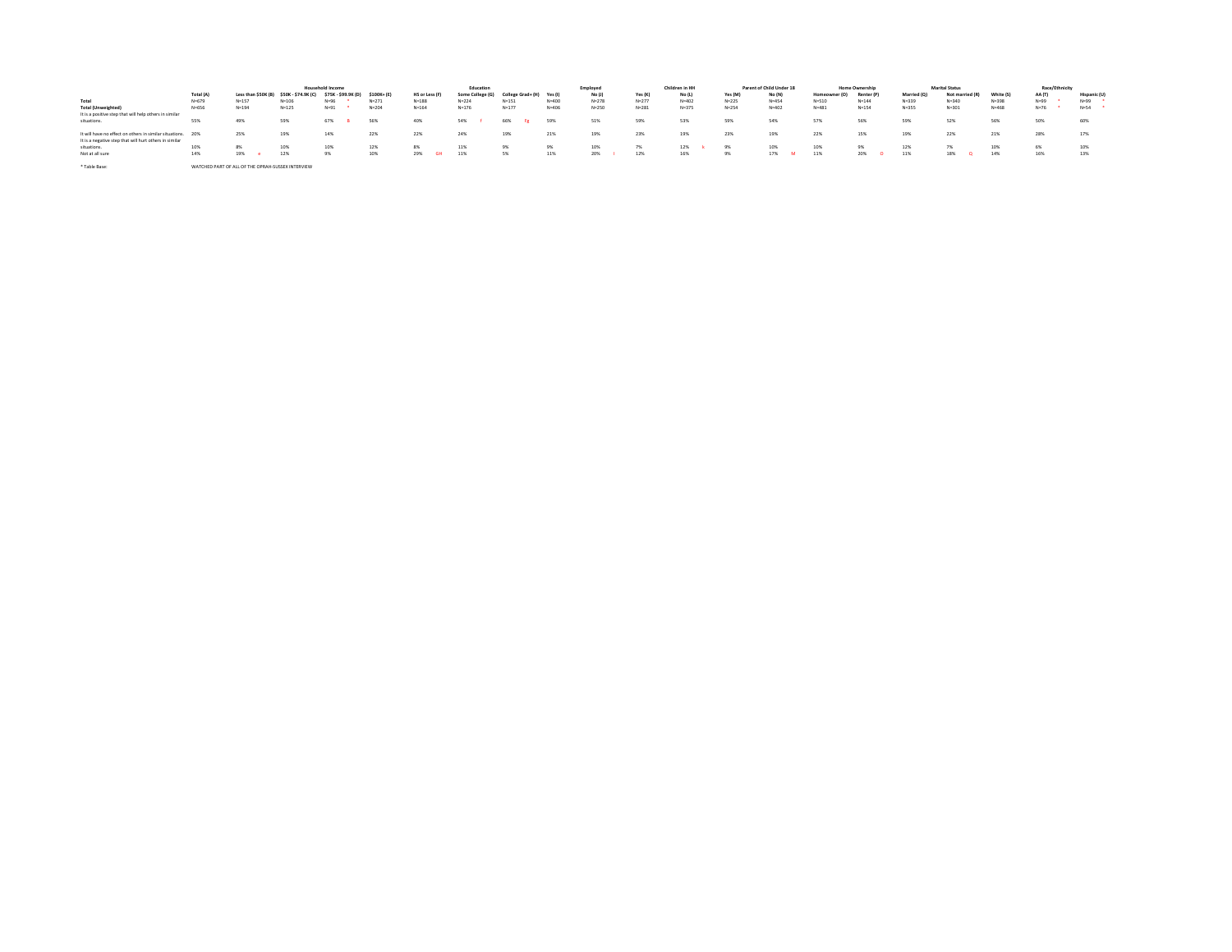| | Total (A) | Household Income | | | | | Education | | | Employed | | Children in HH | | Parent of Child Under 18 | | Home Ownership | | Marital Status | | Race/Ethnicity | | |
|---|---|---|---|---|---|---|---|---|---|---|---|---|---|---|---|---|---|---|---|---|---|---|
| | Total (A) | Less than $50K (B) | $50K - $74.9K (C) | $75K - $99.9K (D) | $100K+ (E) | HS or Less (F) | Some College (G) | College Grad+ (H) | Yes (I) | No (J) | Yes (K) | No (L) | Yes (M) | No (N) | Homeowner (O) | Renter (P) | Married (Q) | Not married (R) | White (S) | AA (T) | Hispanic (U) |
| **Total** | N=679 | N=157 | N=106 | N=96 * | N=271 | N=188 | N=224 | N=151 | N=400 | N=278 | N=277 | N=402 | N=225 | N=454 | N=510 | N=144 | N=339 | N=340 | N=398 | N=99 * | N=99 * |
| **Total (Unweighted)** | N=656 | N=194 | N=125 | N=91 * | N=204 | N=164 | N=176 | N=177 | N=406 | N=250 | N=281 | N=375 | N=254 | N=402 | N=481 | N=154 | N=355 | N=301 | N=468 | N=76 * | N=54 * |
| It is a positive step that will help others in similar situations. | 55% | 49% | 59% | 67% B | 56% | 40% | 54% f | 66% Fg | 59% | 51% | 59% | 53% | 59% | 54% | 57% | 56% | 59% | 52% | 56% | 50% | 60% |
| It will have no effect on others in similar situations. | 20% | 25% | 19% | 14% | 22% | 22% | 24% | 19% | 21% | 19% | 23% | 19% | 23% | 19% | 22% | 15% | 19% | 22% | 21% | 28% | 17% |
| It is a negative step that will hurt others in similar situations. | 10% | 8% | 10% | 10% | 12% | 8% | 11% | 9% | 9% | 10% | 7% | 12% k | 9% | 10% | 10% | 9% | 12% | 7% | 10% | 6% | 10% |
| Not at all sure | 14% | 19% e | 12% | 9% | 10% | 29% GH | 11% | 5% | 11% | 20% I | 12% | 16% | 9% | 17% M | 11% | 20% O | 11% | 18% Q | 14% | 16% | 13% |

* Table Base: WATCHED PART OF ALL OF THE OPRAH-SUSSEX INTERVIEW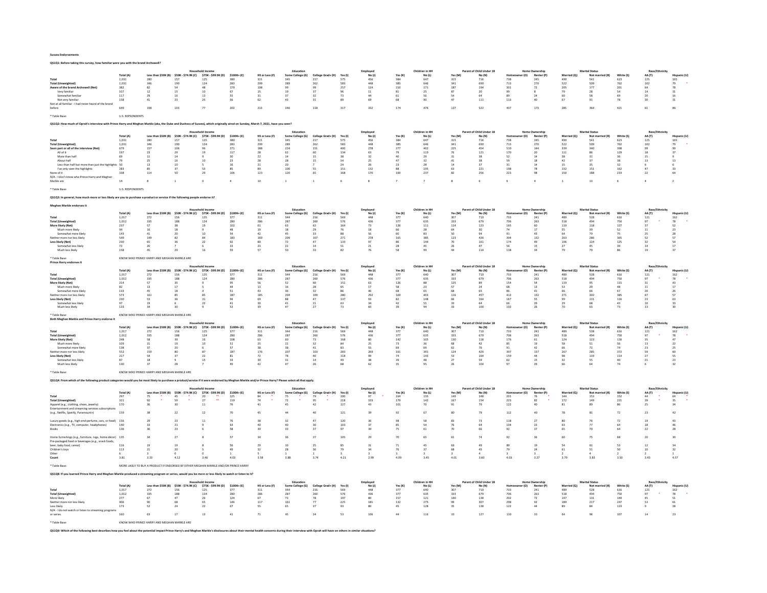# Sussex Endorsements

## QS1Q1: Before taking this survey, how familiar were you with the brand Archewell?

| | Total (A) | Household Income: Less than $50K (B) | $50K - $74.9K (C) | $75K - $99.9K (D) | $100K+ (E) | Education: HS or Less (F) | Some College (G) | College Grad+ (H) | Employed: Yes (I) | No (J) | Children in HH: Yes (K) | No (L) | Parent of Child Under 18: Yes (M) | No (N) | Home Ownership: Homeowner (O) | Renter (P) | Marital Status: Married (Q) | Not married (R) | Race/Ethnicity: White (S) | AA (T) | Hispanic (U) |
|---|---|---|---|---|---|---|---|---|---|---|---|---|---|---|---|---|---|---|---|---|---|
| Total | 1,031 | 280 | 157 | 125 | 380 | 321 | 345 | 217 | 575 | 456 | 384 | 647 | 315 | 716 | 738 | 245 | 490 | 541 | 623 | 125 | 165 |
| Total (Unweighted) | 1,031 | 346 | 190 | 124 | 283 | 299 | 289 | 262 | 583 | 448 | 385 | 646 | 341 | 690 | 713 | 270 | 522 | 509 | 762 | 102 | 79 * |
| Aware of the brand Archewell (Net) | 382 | 82 | 54 | 48 | 179 | 108 | 99 | 99 | 257 | 124 | 210 | 171 | 187 | 194 | 301 | 72 | 205 | 177 | 201 | 64 | 78 |
| Very familiar | 107 | 12 | 15 | 10 | 67 | 15 | 19 | 37 | 96 | 11 | 81 | 25 | 87 | 20 | 99 | 8 | 79 | 28 | 54 | 14 | 31 |
| Somewhat familiar | 117 | 29 | 16 | 13 | 55 | 31 | 37 | 32 | 73 | 44 | 61 | 56 | 54 | 64 | 89 | 24 | 60 | 58 | 69 | 20 | 16 |
| Not very familiar | 158 | 41 | 23 | 25 | 56 | 62 | 43 | 31 | 89 | 69 | 68 | 90 | 47 | 111 | 113 | 40 | 67 | 91 | 78 | 30 | 31 |
| Not at all familiar - I had never heard of the brand before | 649 | 198 | 103 | 77 | 202 | 213 | 246 | 118 | 317 | 332 | 174 | 476 | 127 | 522 | 437 | 173 | 285 | 364 | 421 | 61 | 86 |

* Table Base: U.S. REPSONDENTS

## QS1Q2: How much of Oprah's interview with Prince Harry and Meghan Markle (aka, the Duke and Duchess of Sussex), which originally aired on Sunday, March 7, 2021, have you seen?

| | Total (A) | Household Income: Less than $50K (B) | $50K - $74.9K (C) | $75K - $99.9K (D) | $100K+ (E) | Education: HS or Less (F) | Some College (G) | College Grad+ (H) | Employed: Yes (I) | No (J) | Children in HH: Yes (K) | No (L) | Parent of Child Under 18: Yes (M) | No (N) | Home Ownership: Homeowner (O) | Renter (P) | Marital Status: Married (Q) | Not married (R) | Race/Ethnicity: White (S) | AA (T) | Hispanic (U) |
|---|---|---|---|---|---|---|---|---|---|---|---|---|---|---|---|---|---|---|---|---|---|
| Total | 1,031 | 280 | 157 | 125 | 380 | 321 | 345 | 217 | 575 | 456 | 384 | 647 | 315 | 716 | 738 | 245 | 490 | 541 | 623 | 125 | 165 |
| Total (Unweighted) | 1,031 | 346 | 190 | 124 | 283 | 299 | 289 | 262 | 583 | 448 | 385 | 646 | 341 | 690 | 713 | 270 | 522 | 509 | 762 | 102 | 79 * |
| Seen part or all of the interview (Net) | 679 | 157 | 106 | 96 | 271 | 188 | 224 | 151 | 400 | 278 | 277 | 402 | 225 | 454 | 510 | 144 | 339 | 340 | 398 | 99 | 99 |
| All of it | 197 | 23 | 29 | 19 | 117 | 28 | 62 | 60 | 134 | 63 | 79 | 119 | 76 | 121 | 170 | 20 | 111 | 86 | 129 | 18 | 37 |
| More than half | 69 | 11 | 14 | 9 | 30 | 22 | 14 | 15 | 38 | 32 | 40 | 29 | 31 | 38 | 52 | 14 | 38 | 31 | 36 | 15 | 9 |
| About half | 79 | 25 | 16 | 10 | 23 | 28 | 28 | 15 | 54 | 25 | 47 | 32 | 41 | 38 | 59 | 18 | 42 | 37 | 38 | 13 | 13 |
| Less than half but more than just the highlights | 50 | 13 | 10 | 5 | 16 | 21 | 20 | 7 | 24 | 26 | 23 | 28 | 14 | 37 | 31 | 14 | 15 | 35 | 32 | 6 | 6 |
| I've only seen the highlights | 283 | 85 | 37 | 53 | 85 | 89 | 100 | 55 | 151 | 132 | 88 | 195 | 63 | 221 | 198 | 78 | 132 | 151 | 162 | 47 | 33 |
| None of it | 338 | 114 | 50 | 29 | 106 | 123 | 120 | 65 | 168 | 170 | 100 | 237 | 82 | 256 | 223 | 98 | 150 | 188 | 219 | 22 | 64 |
| N/A - I don't know who Prince Harry and Meghan Markle are | 14 | 8 | 1 | 0 | 4 | 10 | 1 | 1 | 6 | 8 | 7 | 7 | 8 | 6 | 6 | 4 | 1 | 13 | 6 | 4 | 2 |

* Table Base: U.S. RESPONDENTS

## QS1Q3: In general, how much more or less likely are you to purchase a product or service if the following people endorse it?

### Meghan Markle endorses it

| | Total (A) | Household Income: Less than $50K (B) | $50K - $74.9K (C) | $75K - $99.9K (D) | $100K+ (E) | Education: HS or Less (F) | Some College (G) | College Grad+ (H) | Employed: Yes (I) | No (J) | Children in HH: Yes (K) | No (L) | Parent of Child Under 18: Yes (M) | No (N) | Home Ownership: Homeowner (O) | Renter (P) | Marital Status: Married (Q) | Not married (R) | Race/Ethnicity: White (S) | AA (T) | Hispanic (U) |
|---|---|---|---|---|---|---|---|---|---|---|---|---|---|---|---|---|---|---|---|---|---|
| Total | 1,017 | 272 | 156 | 125 | 377 | 311 | 344 | 216 | 569 | 448 | 377 | 640 | 307 | 710 | 733 | 241 | 489 | 528 | 616 | 121 | 162 |
| Total (Unweighted) | 1,012 | 335 | 188 | 124 | 280 | 286 | 287 | 260 | 576 | 436 | 377 | 635 | 333 | 679 | 706 | 263 | 518 | 494 | 750 | 97 * | 78 * |
| More likely (Net) | 237 | 57 | 38 | 19 | 102 | 61 | 63 | 62 | 164 | 73 | 126 | 111 | 114 | 123 | 165 | 60 | 119 | 118 | 127 | 37 | 52 |
| Much more likely | 94 | 16 | 18 | 9 | 48 | 19 | 18 | 29 | 76 | 18 | 66 | 28 | 64 | 30 | 74 | 17 | 55 | 39 | 52 | 11 | 23 |
| Somewhat more likely | 143 | 41 | 20 | 10 | 54 | 42 | 45 | 33 | 88 | 56 | 60 | 83 | 50 | 94 | 91 | 43 | 64 | 79 | 75 | 25 | 28 |
| Neither more nor less likely | 549 | 149 | 82 | 84 | 183 | 169 | 209 | 107 | 271 | 278 | 165 | 385 | 123 | 426 | 394 | 132 | 263 | 286 | 365 | 52 | 57 |
| Less likely (Net) | 230 | 65 | 36 | 22 | 92 | 80 | 72 | 47 | 133 | 97 | 86 | 144 | 70 | 161 | 174 | 49 | 106 | 124 | 125 | 32 | 54 |
| Somewhat less likely | 72 | 20 | 7 | 6 | 33 | 23 | 22 | 14 | 51 | 21 | 28 | 45 | 26 | 47 | 56 | 15 | 27 | 45 | 39 | 14 | 17 |
| Much less likely | 158 | 45 | 29 | 16 | 59 | 57 | 50 | 33 | 82 | 76 | 58 | 99 | 44 | 114 | 118 | 34 | 79 | 79 | 86 | 19 | 37 |

* Table Base: KNOW WHO PRINCE HARRY AND MEGHAN MARKLE ARE

### Prince Harry endorses it

| | Total (A) | Household Income: Less than $50K (B) | $50K - $74.9K (C) | $75K - $99.9K (D) | $100K+ (E) | Education: HS or Less (F) | Some College (G) | College Grad+ (H) | Employed: Yes (I) | No (J) | Children in HH: Yes (K) | No (L) | Parent of Child Under 18: Yes (M) | No (N) | Home Ownership: Homeowner (O) | Renter (P) | Marital Status: Married (Q) | Not married (R) | Race/Ethnicity: White (S) | AA (T) | Hispanic (U) |
|---|---|---|---|---|---|---|---|---|---|---|---|---|---|---|---|---|---|---|---|---|---|
| Total | 1,017 | 272 | 156 | 125 | 377 | 311 | 344 | 216 | 569 | 448 | 377 | 640 | 307 | 710 | 733 | 241 | 489 | 528 | 616 | 121 | 162 |
| Total (Unweighted) | 1,012 | 335 | 188 | 124 | 280 | 286 | 287 | 260 | 576 | 436 | 377 | 635 | 333 | 679 | 706 | 263 | 518 | 494 | 750 | 97 * | 78 * |
| More likely (Net) | 214 | 57 | 35 | 9 | 95 | 56 | 52 | 60 | 151 | 63 | 126 | 88 | 125 | 89 | 154 | 54 | 119 | 95 | 115 | 31 | 43 |
| Much more likely | 82 | 13 | 17 | 5 | 44 | 13 | 16 | 28 | 65 | 17 | 58 | 23 | 57 | 24 | 68 | 13 | 53 | 29 | 48 | 11 | 17 |
| Somewhat more likely | 133 | 45 | 18 | 4 | 51 | 43 | 36 | 32 | 86 | 46 | 68 | 65 | 68 | 65 | 86 | 41 | 66 | 66 | 67 | 20 | 26 |
| Neither more nor less likely | 573 | 161 | 85 | 85 | 187 | 185 | 204 | 109 | 280 | 292 | 169 | 403 | 116 | 457 | 412 | 132 | 271 | 302 | 385 | 67 | 57 |
| Less likely (Net) | 230 | 53 | 36 | 31 | 94 | 69 | 88 | 47 | 137 | 93 | 82 | 148 | 66 | 164 | 167 | 55 | 99 | 131 | 116 | 23 | 63 |
| Somewhat less likely | 97 | 19 | 6 | 22 | 41 | 30 | 41 | 21 | 63 | 34 | 42 | 55 | 33 | 64 | 66 | 29 | 29 | 68 | 43 | 10 | 33 |
| Much less likely | 133 | 34 | 30 | 9 | 53 | 39 | 47 | 27 | 73 | 60 | 39 | 94 | 33 | 100 | 102 | 26 | 70 | 63 | 73 | 13 | 30 |

* Table Base: KNOW WHO PRINCE HARRY AND MEGHAN MARKLE ARE

### Both Meghan Markle and Prince Harry endorse it

| | Total (A) | Household Income: Less than $50K (B) | $50K - $74.9K (C) | $75K - $99.9K (D) | $100K+ (E) | Education: HS or Less (F) | Some College (G) | College Grad+ (H) | Employed: Yes (I) | No (J) | Children in HH: Yes (K) | No (L) | Parent of Child Under 18: Yes (M) | No (N) | Home Ownership: Homeowner (O) | Renter (P) | Marital Status: Married (Q) | Not married (R) | Race/Ethnicity: White (S) | AA (T) | Hispanic (U) |
|---|---|---|---|---|---|---|---|---|---|---|---|---|---|---|---|---|---|---|---|---|---|
| Total | 1,017 | 272 | 156 | 125 | 377 | 311 | 344 | 216 | 569 | 448 | 377 | 640 | 307 | 710 | 733 | 241 | 489 | 528 | 616 | 121 | 162 |
| Total (Unweighted) | 1,012 | 335 | 188 | 124 | 280 | 286 | 287 | 260 | 576 | 436 | 377 | 635 | 333 | 679 | 706 | 263 | 518 | 494 | 750 | 97 * | 78 * |
| More likely (Net) | 248 | 58 | 39 | 16 | 108 | 63 | 60 | 73 | 168 | 80 | 142 | 105 | 130 | 118 | 176 | 61 | 124 | 123 | 130 | 35 | 47 |
| Much more likely | 109 | 21 | 19 | 10 | 51 | 25 | 21 | 32 | 84 | 25 | 73 | 36 | 68 | 42 | 85 | 19 | 58 | 51 | 56 | 13 | 22 |
| Somewhat more likely | 138 | 37 | 20 | 6 | 57 | 38 | 38 | 41 | 83 | 55 | 69 | 69 | 62 | 76 | 91 | 42 | 66 | 72 | 74 | 23 | 25 |
| Neither more nor less likely | 552 | 159 | 80 | 87 | 187 | 176 | 207 | 103 | 283 | 269 | 161 | 391 | 124 | 429 | 397 | 137 | 267 | 285 | 372 | 59 | 60 |
| Less likely (Net) | 217 | 54 | 37 | 22 | 81 | 72 | 78 | 40 | 118 | 99 | 74 | 143 | 53 | 164 | 159 | 44 | 98 | 119 | 114 | 27 | 55 |
| Somewhat less likely | 87 | 18 | 9 | 15 | 33 | 30 | 31 | 14 | 49 | 38 | 39 | 48 | 27 | 59 | 62 | 15 | 32 | 55 | 40 | 21 | 23 |
| Much less likely | 130 | 37 | 28 | 7 | 49 | 42 | 47 | 26 | 68 | 62 | 35 | 95 | 26 | 104 | 97 | 29 | 66 | 64 | 74 | 6 | 32 |

* Table Base: KNOW WHO PRINCE HARRY AND MEGHAN MARKLE ARE

## QS1Q4: From which of the following product categories would you be most likely to purchase a product/service if it were endorsed by Meghan Markle and/or Prince Harry? Please select all that apply.

| | Total (A) | Household Income: Less than $50K (B) | $50K - $74.9K (C) | $75K - $99.9K (D) | $100K+ (E) | Education: HS or Less (F) | Some College (G) | College Grad+ (H) | Employed: Yes (I) | No (J) | Children in HH: Yes (K) | No (L) | Parent of Child Under 18: Yes (M) | No (N) | Home Ownership: Homeowner (O) | Renter (P) | Marital Status: Married (Q) | Not married (R) | Race/Ethnicity: White (S) | AA (T) | Hispanic (U) |
|---|---|---|---|---|---|---|---|---|---|---|---|---|---|---|---|---|---|---|---|---|---|
| Total | 297 | 75 * | 45 * | 20 ** | 125 | 84 * | 75 * | 79 * | 200 | 97 * | 164 | 133 | 149 | 148 | 201 | 76 * | 144 | 153 | 152 | 44 * | 64 * |
| Total (Unweighted) | 321 | 92 * | 59 * | 27 ** | 119 | 74 * | 72 * | 95 * | 218 | 103 | 179 | 142 | 167 | 154 | 223 | 82 * | 172 | 149 | 221 | 39 * | 35 * |
| Apparel (e.g., clothing, shoes, jewelry) | 170 | 36 | 30 | 11 | 76 | 41 | 45 | 42 | 127 | 43 | 101 | 70 | 91 | 79 | 122 | 40 | 81 | 89 | 86 | 25 | 34 |
| Entertainment and streaming services subscriptions (e.g., Netflix, Spotify, Paramount+) | 159 | 38 | 22 | 12 | 70 | 45 | 44 | 40 | 121 | 39 | 92 | 67 | 80 | 79 | 112 | 40 | 78 | 81 | 72 | 23 | 42 |
| Luxury goods (e.g., high-end perfume, cars, or food) | 156 | 29 | 23 | 11 | 76 | 38 | 32 | 47 | 120 | 36 | 98 | 58 | 83 | 73 | 118 | 27 | 80 | 76 | 72 | 19 | 43 |
| Electronics (e.g., TV, computer, headphones) | 140 | 33 | 21 | 9 | 63 | 40 | 40 | 30 | 103 | 37 | 85 | 54 | 76 | 64 | 104 | 23 | 63 | 77 | 64 | 18 | 46 |
| Books | 136 | 36 | 23 | 6 | 58 | 39 | 33 | 37 | 97 | 39 | 75 | 61 | 70 | 66 | 92 | 37 | 65 | 70 | 64 | 22 | 28 |
| Home furnishings (e.g., furniture, rugs, home decor) | 135 | 34 | 27 | 8 | 57 | 34 | 36 | 37 | 105 | 29 | 70 | 65 | 61 | 74 | 92 | 36 | 60 | 75 | 68 | 20 | 30 |
| Pre-packaged food or beverages (e.g., snack foods, beer, baby food, cereal) | 116 | 19 | 19 | 8 | 56 | 29 | 33 | 25 | 85 | 31 | 71 | 45 | 66 | 49 | 89 | 19 | 54 | 61 | 53 | 12 | 34 |
| Children's toys | 113 | 21 | 20 | 5 | 49 | 32 | 28 | 36 | 79 | 34 | 76 | 37 | 68 | 45 | 79 | 24 | 61 | 51 | 50 | 10 | 32 |
| Other | 6 | 3 | 0 | 0 | 1 | 5 | 1 | 1 | 3 | 3 | 3 | 3 | 3 | 4 | 3 | 3 | 2 | 4 | 2 | 2 | 1 |
| Count | 3.81 | 3.33 | 4.12 | 3.46 | 4.03 | 3.58 | 3.88 | 3.74 | 4.21 | 2.99 | 4.09 | 3.45 | 4.01 | 3.60 | 4.03 | 3.27 | 3.79 | 3.83 | 3.50 | 3.43 | 4.57 |

* Table Base: MORE LIKELY TO BUY A PRODUCT IF ENDORSED BY EITHER MEGHAN MARKLE AND/OR PRINCE HARRY

## QS1Q8: If you learned Prince Harry and Meghan Markle produced a streaming program or series, would you be more or less likely to watch or listen to it?

| | Total (A) | Household Income: Less than $50K (B) | $50K - $74.9K (C) | $75K - $99.9K (D) | $100K+ (E) | Education: HS or Less (F) | Some College (G) | College Grad+ (H) | Employed: Yes (I) | No (J) | Children in HH: Yes (K) | No (L) | Parent of Child Under 18: Yes (M) | No (N) | Home Ownership: Homeowner (O) | Renter (P) | Marital Status: Married (Q) | Not married (R) | Race/Ethnicity: White (S) | AA (T) | Hispanic (U) |
|---|---|---|---|---|---|---|---|---|---|---|---|---|---|---|---|---|---|---|---|---|---|
| Total | 1,017 | 272 | 156 | 125 | 377 | 311 | 344 | 216 | 569 | 448 | 377 | 640 | 307 | 710 | 733 | 241 | 489 | 528 | 616 | 121 | 162 |
| Total (Unweighted) | 1,012 | 335 | 188 | 124 | 280 | 286 | 287 | 260 | 576 | 436 | 377 | 635 | 333 | 679 | 706 | 263 | 518 | 494 | 750 | 97 * | 78 * |
| More likely | 277 | 67 | 47 | 26 | 124 | 67 | 73 | 78 | 197 | 80 | 157 | 121 | 140 | 138 | 202 | 72 | 147 | 131 | 144 | 45 | 51 |
| Neither more nor less likely | 406 | 90 | 68 | 65 | 146 | 117 | 161 | 77 | 225 | 181 | 132 | 275 | 99 | 307 | 298 | 92 | 189 | 217 | 247 | 53 | 61 |
| Less likely | 173 | 52 | 24 | 22 | 67 | 55 | 65 | 37 | 93 | 80 | 45 | 128 | 35 | 138 | 122 | 44 | 89 | 84 | 119 | 9 | 28 |
| N/A - I do not watch or listen to streaming programs or series. | 160 | 63 | 17 | 13 | 41 | 71 | 45 | 24 | 53 | 106 | 44 | 116 | 33 | 127 | 110 | 33 | 64 | 96 | 107 | 14 | 23 |

* Table Base: KNOW WHO PRINCE HARRY AND MEGHAN MARKLE ARE

## QS1Q9: Which of the following best describes how you feel about the potential impact Prince Harry's and Meghan Markle's disclosures about their mental health concerns during their interview with Oprah will have on others in similar situations?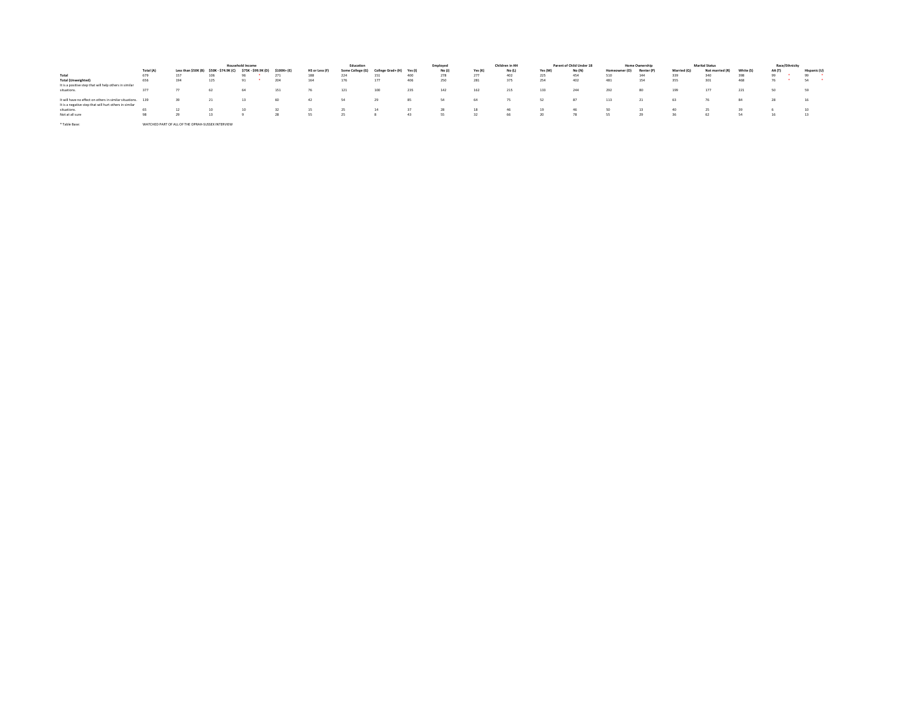| | | Household Income | | | | Education | | | Employed | | Children in HH | | Parent of Child Under 18 | | Home Ownership | | Marital Status | | Race/Ethnicity | | |
|---|---|---|---|---|---|---|---|---|---|---|---|---|---|---|---|---|---|---|---|---|---|
| | Total (A) | Less than $50K (B) | $50K - $74.9K (C) | $75K - $99.9K (D) | $100K+ (E) | HS or Less (F) | Some College (G) | College Grad+ (H) | Yes (I) | No (J) | Yes (K) | No (L) | Yes (M) | No (N) | Homeowner (O) | Renter (P) | Married (Q) | Not married (R) | White (S) | AA (T) | Hispanic (U) |
| **Total** | 679 | 157 | 106 | 96 * | 271 | 188 | 224 | 151 | 400 | 278 | 277 | 402 | 225 | 454 | 510 | 144 | 339 | 340 | 398 | 99 * | 99 * |
| **Total (Unweighted)** | 658 | 194 | 125 | 91 * | 204 | 164 | 176 | 177 | 406 | 250 | 281 | 375 | 254 | 402 | 481 | 154 | 355 | 301 | 468 | 76 * | 54 * |
| It is a positive step that will help others in similar situations. | 377 | 77 | 62 | 64 | 151 | 76 | 121 | 100 | 235 | 142 | 162 | 215 | 133 | 244 | 292 | 80 | 199 | 177 | 221 | 50 | 59 |
| It will have no effect on others in similar situations. | 139 | 39 | 21 | 13 | 60 | 42 | 54 | 29 | 85 | 54 | 64 | 75 | 52 | 87 | 113 | 21 | 63 | 76 | 84 | 28 | 16 |
| It is a negative step that will hurt others in similar situations. | 65 | 12 | 10 | 10 | 32 | 15 | 25 | 14 | 37 | 28 | 18 | 46 | 19 | 46 | 50 | 13 | 40 | 25 | 39 | 6 | 10 |
| Not at all sure | 98 | 29 | 13 | 9 | 28 | 55 | 25 | 8 | 43 | 55 | 32 | 66 | 20 | 78 | 55 | 29 | 36 | 62 | 54 | 16 | 13 |

* Table Base: WATCHED PART OF ALL OF THE OPRAH-SUSSEX INTERVIEW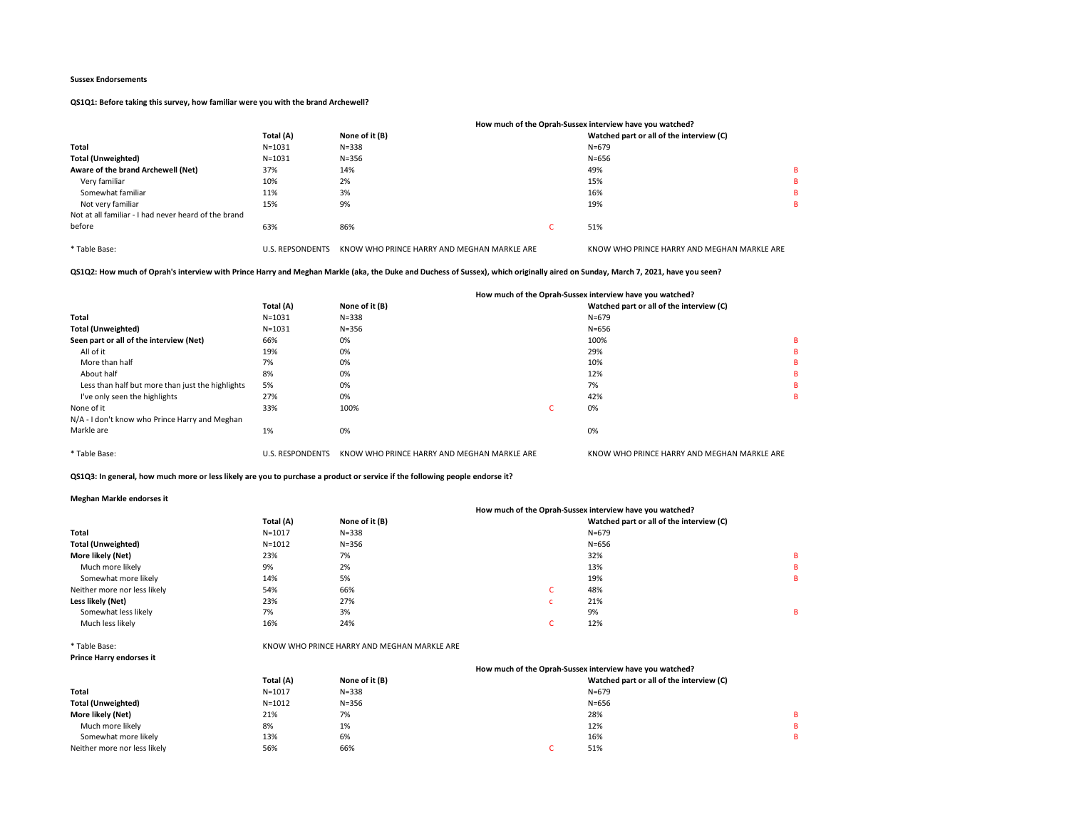**Sussex Endorsements**

**QS1Q1: Before taking this survey, how familiar were you with the brand Archewell?**

| | Total (A) | None of it (B) | | Watched part or all of the interview (C) | |
|---|---|---|---|---|---|
| | | How much of the Oprah-Sussex interview have you watched? | | | |
| **Total** | N=1031 | N=338 | | N=679 | |
| **Total (Unweighted)** | N=1031 | N=356 | | N=656 | |
| **Aware of the brand Archewell (Net)** | 37% | 14% | | 49% | B |
| Very familiar | 10% | 2% | | 15% | B |
| Somewhat familiar | 11% | 3% | | 16% | B |
| Not very familiar | 15% | 9% | | 19% | B |
| Not at all familiar - I had never heard of the brand before | 63% | 86% | C | 51% | |
| * Table Base: | U.S. REPSONDENTS | KNOW WHO PRINCE HARRY AND MEGHAN MARKLE ARE | | KNOW WHO PRINCE HARRY AND MEGHAN MARKLE ARE | |

**QS1Q2: How much of Oprah's interview with Prince Harry and Meghan Markle (aka, the Duke and Duchess of Sussex), which originally aired on Sunday, March 7, 2021, have you seen?**

| | Total (A) | None of it (B) | | Watched part or all of the interview (C) | |
|---|---|---|---|---|---|
| | | How much of the Oprah-Sussex interview have you watched? | | | |
| **Total** | N=1031 | N=338 | | N=679 | |
| **Total (Unweighted)** | N=1031 | N=356 | | N=656 | |
| **Seen part or all of the interview (Net)** | 66% | 0% | | 100% | B |
| All of it | 19% | 0% | | 29% | B |
| More than half | 7% | 0% | | 10% | B |
| About half | 8% | 0% | | 12% | B |
| Less than half but more than just the highlights | 5% | 0% | | 7% | B |
| I've only seen the highlights | 27% | 0% | | 42% | B |
| None of it | 33% | 100% | C | 0% | |
| N/A - I don't know who Prince Harry and Meghan Markle are | 1% | 0% | | 0% | |
| * Table Base: | U.S. RESPONDENTS | KNOW WHO PRINCE HARRY AND MEGHAN MARKLE ARE | | KNOW WHO PRINCE HARRY AND MEGHAN MARKLE ARE | |

**QS1Q3: In general, how much more or less likely are you to purchase a product or service if the following people endorse it?**

**Meghan Markle endorses it**

| | Total (A) | None of it (B) | | Watched part or all of the interview (C) | |
|---|---|---|---|---|---|
| | | How much of the Oprah-Sussex interview have you watched? | | | |
| **Total** | N=1017 | N=338 | | N=679 | |
| **Total (Unweighted)** | N=1012 | N=356 | | N=656 | |
| **More likely (Net)** | 23% | 7% | | 32% | B |
| Much more likely | 9% | 2% | | 13% | B |
| Somewhat more likely | 14% | 5% | | 19% | B |
| Neither more nor less likely | 54% | 66% | C | 48% | |
| **Less likely (Net)** | 23% | 27% | c | 21% | |
| Somewhat less likely | 7% | 3% | | 9% | B |
| Much less likely | 16% | 24% | C | 12% | |
| * Table Base: | KNOW WHO PRINCE HARRY AND MEGHAN MARKLE ARE | | | | |

**Prince Harry endorses it**

| | Total (A) | None of it (B) | | Watched part or all of the interview (C) | |
|---|---|---|---|---|---|
| | | How much of the Oprah-Sussex interview have you watched? | | | |
| **Total** | N=1017 | N=338 | | N=679 | |
| **Total (Unweighted)** | N=1012 | N=356 | | N=656 | |
| **More likely (Net)** | 21% | 7% | | 28% | B |
| Much more likely | 8% | 1% | | 12% | B |
| Somewhat more likely | 13% | 6% | | 16% | B |
| Neither more nor less likely | 56% | 66% | C | 51% | |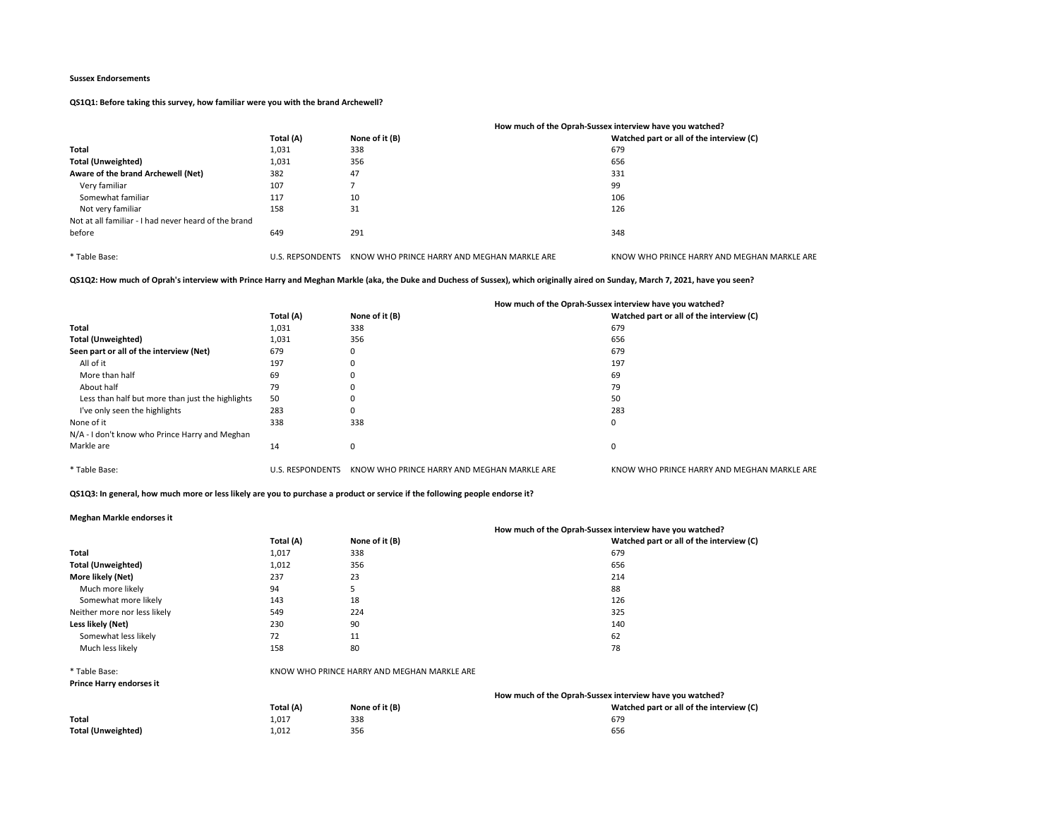**Sussex Endorsements**

**QS1Q1: Before taking this survey, how familiar were you with the brand Archewell?**

| | | | How much of the Oprah-Sussex interview have you watched? |
|---|---|---|---|
| | Total (A) | None of it (B) | Watched part or all of the interview (C) |
| **Total** | 1,031 | 338 | 679 |
| **Total (Unweighted)** | 1,031 | 356 | 656 |
| **Aware of the brand Archewell (Net)** | 382 | 47 | 331 |
| Very familiar | 107 | 7 | 99 |
| Somewhat familiar | 117 | 10 | 106 |
| Not very familiar | 158 | 31 | 126 |
| Not at all familiar - I had never heard of the brand before | 649 | 291 | 348 |
| * Table Base: | U.S. REPSONDENTS | KNOW WHO PRINCE HARRY AND MEGHAN MARKLE ARE | KNOW WHO PRINCE HARRY AND MEGHAN MARKLE ARE |

**QS1Q2: How much of Oprah's interview with Prince Harry and Meghan Markle (aka, the Duke and Duchess of Sussex), which originally aired on Sunday, March 7, 2021, have you seen?**

| | | | How much of the Oprah-Sussex interview have you watched? |
|---|---|---|---|
| | Total (A) | None of it (B) | Watched part or all of the interview (C) |
| **Total** | 1,031 | 338 | 679 |
| **Total (Unweighted)** | 1,031 | 356 | 656 |
| **Seen part or all of the interview (Net)** | 679 | 0 | 679 |
| All of it | 197 | 0 | 197 |
| More than half | 69 | 0 | 69 |
| About half | 79 | 0 | 79 |
| Less than half but more than just the highlights | 50 | 0 | 50 |
| I've only seen the highlights | 283 | 0 | 283 |
| None of it | 338 | 338 | 0 |
| N/A - I don't know who Prince Harry and Meghan Markle are | 14 | 0 | 0 |
| * Table Base: | U.S. RESPONDENTS | KNOW WHO PRINCE HARRY AND MEGHAN MARKLE ARE | KNOW WHO PRINCE HARRY AND MEGHAN MARKLE ARE |

**QS1Q3: In general, how much more or less likely are you to purchase a product or service if the following people endorse it?**

**Meghan Markle endorses it**

| | | | How much of the Oprah-Sussex interview have you watched? |
|---|---|---|---|
| | Total (A) | None of it (B) | Watched part or all of the interview (C) |
| **Total** | 1,017 | 338 | 679 |
| **Total (Unweighted)** | 1,012 | 356 | 656 |
| **More likely (Net)** | 237 | 23 | 214 |
| Much more likely | 94 | 5 | 88 |
| Somewhat more likely | 143 | 18 | 126 |
| Neither more nor less likely | 549 | 224 | 325 |
| **Less likely (Net)** | 230 | 90 | 140 |
| Somewhat less likely | 72 | 11 | 62 |
| Much less likely | 158 | 80 | 78 |
| * Table Base: | KNOW WHO PRINCE HARRY AND MEGHAN MARKLE ARE | | |

**Prince Harry endorses it**

| | | | How much of the Oprah-Sussex interview have you watched? |
|---|---|---|---|
| | Total (A) | None of it (B) | Watched part or all of the interview (C) |
| **Total** | 1,017 | 338 | 679 |
| **Total (Unweighted)** | 1,012 | 356 | 656 |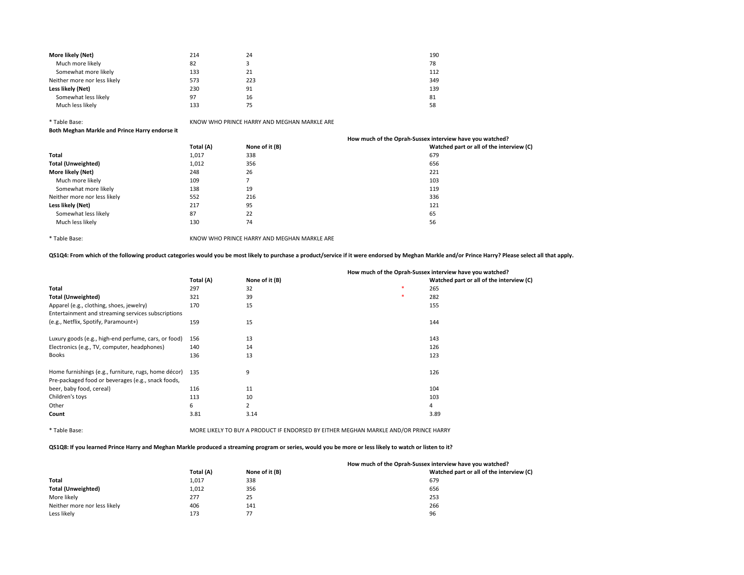| | Total (A) | None of it (B) | Watched part or all of the interview (C) |
|---|---|---|---|
| **More likely (Net)** | 214 | 24 | 190 |
| Much more likely | 82 | 3 | 78 |
| Somewhat more likely | 133 | 21 | 112 |
| Neither more nor less likely | 573 | 223 | 349 |
| **Less likely (Net)** | 230 | 91 | 139 |
| Somewhat less likely | 97 | 16 | 81 |
| Much less likely | 133 | 75 | 58 |

* Table Base: KNOW WHO PRINCE HARRY AND MEGHAN MARKLE ARE

**Both Meghan Markle and Prince Harry endorse it**

| | | | How much of the Oprah-Sussex interview have you watched? |
|---|---|---|---|
| | Total (A) | None of it (B) | Watched part or all of the interview (C) |
| **Total** | 1,017 | 338 | 679 |
| **Total (Unweighted)** | 1,012 | 356 | 656 |
| **More likely (Net)** | 248 | 26 | 221 |
| Much more likely | 109 | 7 | 103 |
| Somewhat more likely | 138 | 19 | 119 |
| Neither more nor less likely | 552 | 216 | 336 |
| **Less likely (Net)** | 217 | 95 | 121 |
| Somewhat less likely | 87 | 22 | 65 |
| Much less likely | 130 | 74 | 56 |

* Table Base: KNOW WHO PRINCE HARRY AND MEGHAN MARKLE ARE

**QS1Q4: From which of the following product categories would you be most likely to purchase a product/service if it were endorsed by Meghan Markle and/or Prince Harry? Please select all that apply.**

| | | | | How much of the Oprah-Sussex interview have you watched? |
|---|---|---|---|---|
| | Total (A) | None of it (B) | | Watched part or all of the interview (C) |
| **Total** | 297 | 32 | * | 265 |
| **Total (Unweighted)** | 321 | 39 | * | 282 |
| Apparel (e.g., clothing, shoes, jewelry) | 170 | 15 | | 155 |
| Entertainment and streaming services subscriptions (e.g., Netflix, Spotify, Paramount+) | 159 | 15 | | 144 |
| Luxury goods (e.g., high-end perfume, cars, or food) | 156 | 13 | | 143 |
| Electronics (e.g., TV, computer, headphones) | 140 | 14 | | 126 |
| Books | 136 | 13 | | 123 |
| Home furnishings (e.g., furniture, rugs, home décor) | 135 | 9 | | 126 |
| Pre-packaged food or beverages (e.g., snack foods, beer, baby food, cereal) | 116 | 11 | | 104 |
| Children's toys | 113 | 10 | | 103 |
| Other | 6 | 2 | | 4 |
| **Count** | 3.81 | 3.14 | | 3.89 |

* Table Base: MORE LIKELY TO BUY A PRODUCT IF ENDORSED BY EITHER MEGHAN MARKLE AND/OR PRINCE HARRY

**QS1Q8: If you learned Prince Harry and Meghan Markle produced a streaming program or series, would you be more or less likely to watch or listen to it?**

| | | | How much of the Oprah-Sussex interview have you watched? |
|---|---|---|---|
| | Total (A) | None of it (B) | Watched part or all of the interview (C) |
| **Total** | 1,017 | 338 | 679 |
| **Total (Unweighted)** | 1,012 | 356 | 656 |
| More likely | 277 | 25 | 253 |
| Neither more nor less likely | 406 | 141 | 266 |
| Less likely | 173 | 77 | 96 |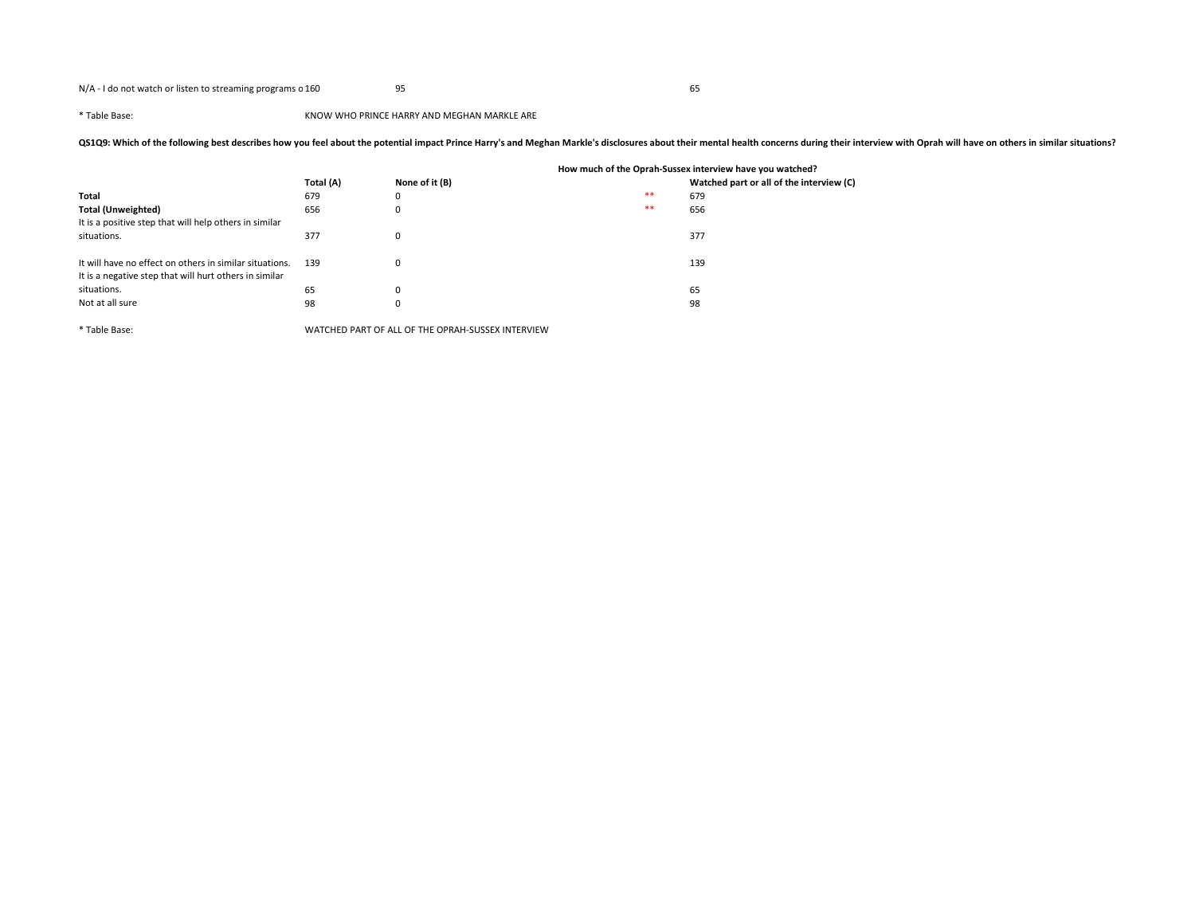| | | | | |
|---|---|---|---|---|
| N/A - I do not watch or listen to streaming programs o | 160 | 95 | | 65 |

* Table Base: KNOW WHO PRINCE HARRY AND MEGHAN MARKLE ARE

**QS1Q9: Which of the following best describes how you feel about the potential impact Prince Harry's and Meghan Markle's disclosures about their mental health concerns during their interview with Oprah will have on others in similar situations?**

| | | How much of the Oprah-Sussex interview have you watched? | | |
|---|---|---|---|---|
| | **Total (A)** | **None of it (B)** | | **Watched part or all of the interview (C)** |
| **Total** | 679 | 0 | ** | 679 |
| **Total (Unweighted)** | 656 | 0 | ** | 656 |
| It is a positive step that will help others in similar situations. | 377 | 0 | | 377 |
| It will have no effect on others in similar situations. | 139 | 0 | | 139 |
| It is a negative step that will hurt others in similar situations. | 65 | 0 | | 65 |
| Not at all sure | 98 | 0 | | 98 |

* Table Base: WATCHED PART OF ALL OF THE OPRAH-SUSSEX INTERVIEW